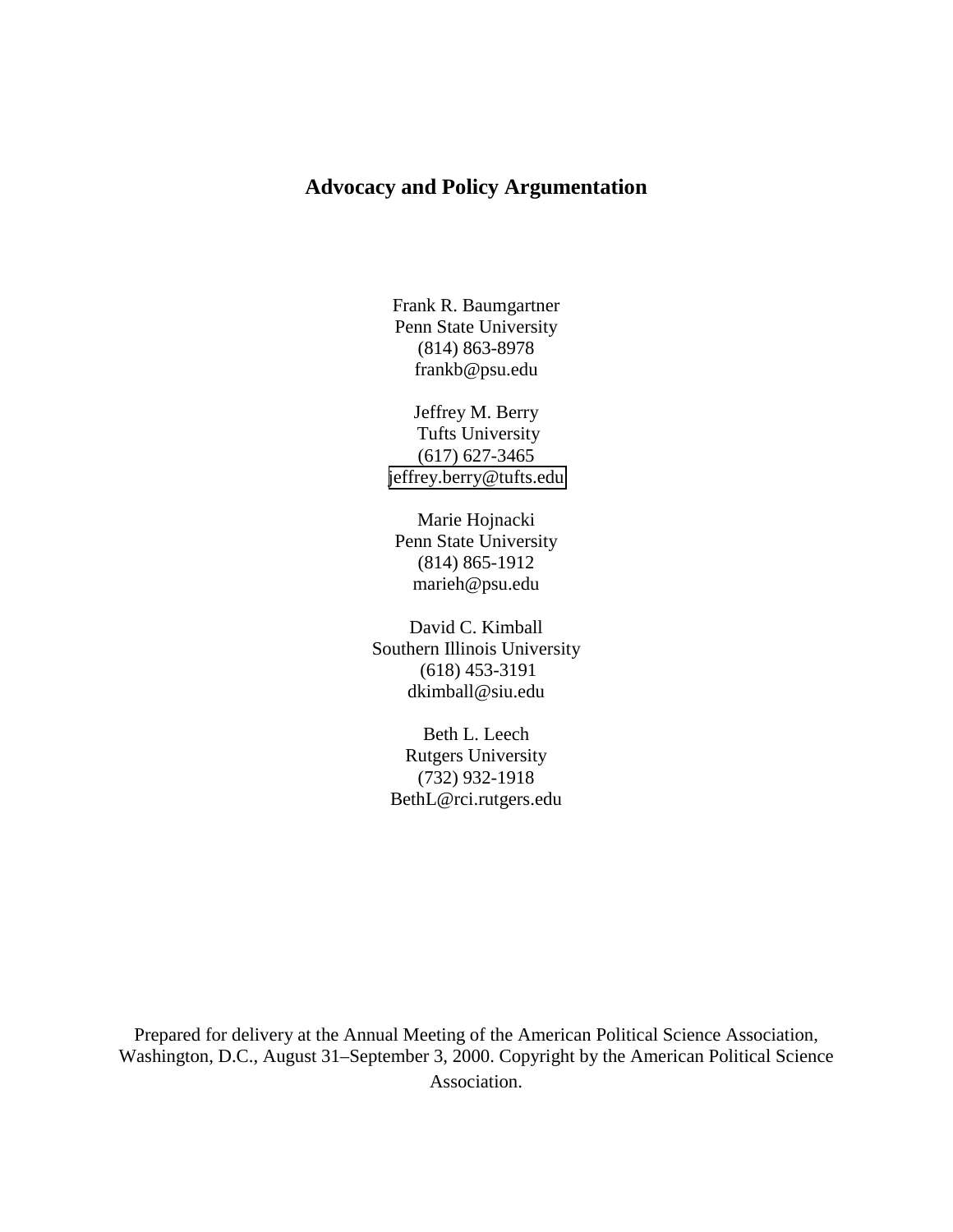# Advocacy and Policy Argumentation

Frank R. Baumgartner
Penn State University
(814) 863-8978
frankb@psu.edu

Jeffrey M. Berry
Tufts University
(617) 627-3465
jeffrey.berry@tufts.edu

Marie Hojnacki
Penn State University
(814) 865-1912
marieh@psu.edu

David C. Kimball
Southern Illinois University
(618) 453-3191
dkimball@siu.edu

Beth L. Leech
Rutgers University
(732) 932-1918
BethL@rci.rutgers.edu

Prepared for delivery at the Annual Meeting of the American Political Science Association, Washington, D.C., August 31–September 3, 2000. Copyright by the American Political Science Association.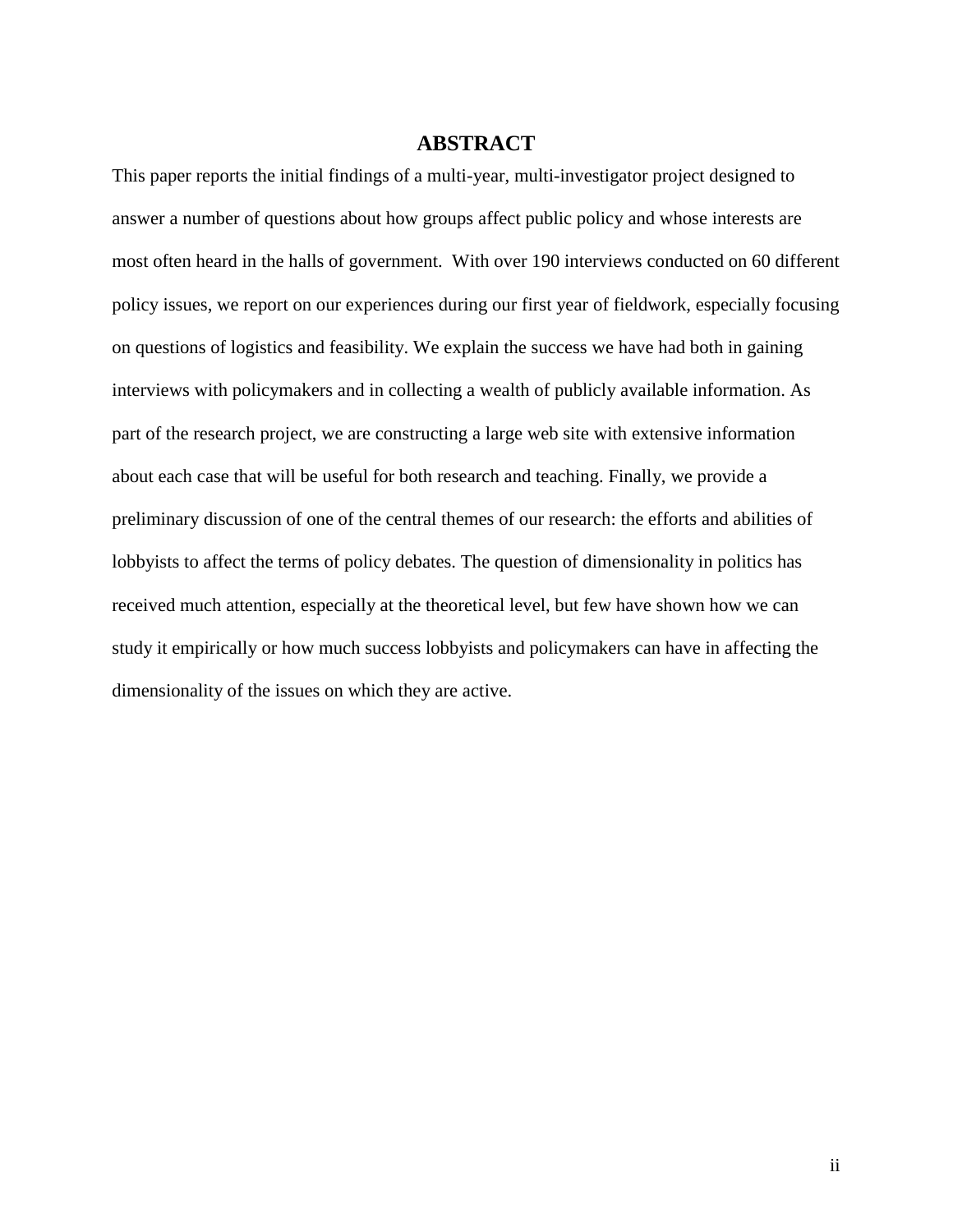## ABSTRACT

This paper reports the initial findings of a multi-year, multi-investigator project designed to answer a number of questions about how groups affect public policy and whose interests are most often heard in the halls of government. With over 190 interviews conducted on 60 different policy issues, we report on our experiences during our first year of fieldwork, especially focusing on questions of logistics and feasibility. We explain the success we have had both in gaining interviews with policymakers and in collecting a wealth of publicly available information. As part of the research project, we are constructing a large web site with extensive information about each case that will be useful for both research and teaching. Finally, we provide a preliminary discussion of one of the central themes of our research: the efforts and abilities of lobbyists to affect the terms of policy debates. The question of dimensionality in politics has received much attention, especially at the theoretical level, but few have shown how we can study it empirically or how much success lobbyists and policymakers can have in affecting the dimensionality of the issues on which they are active.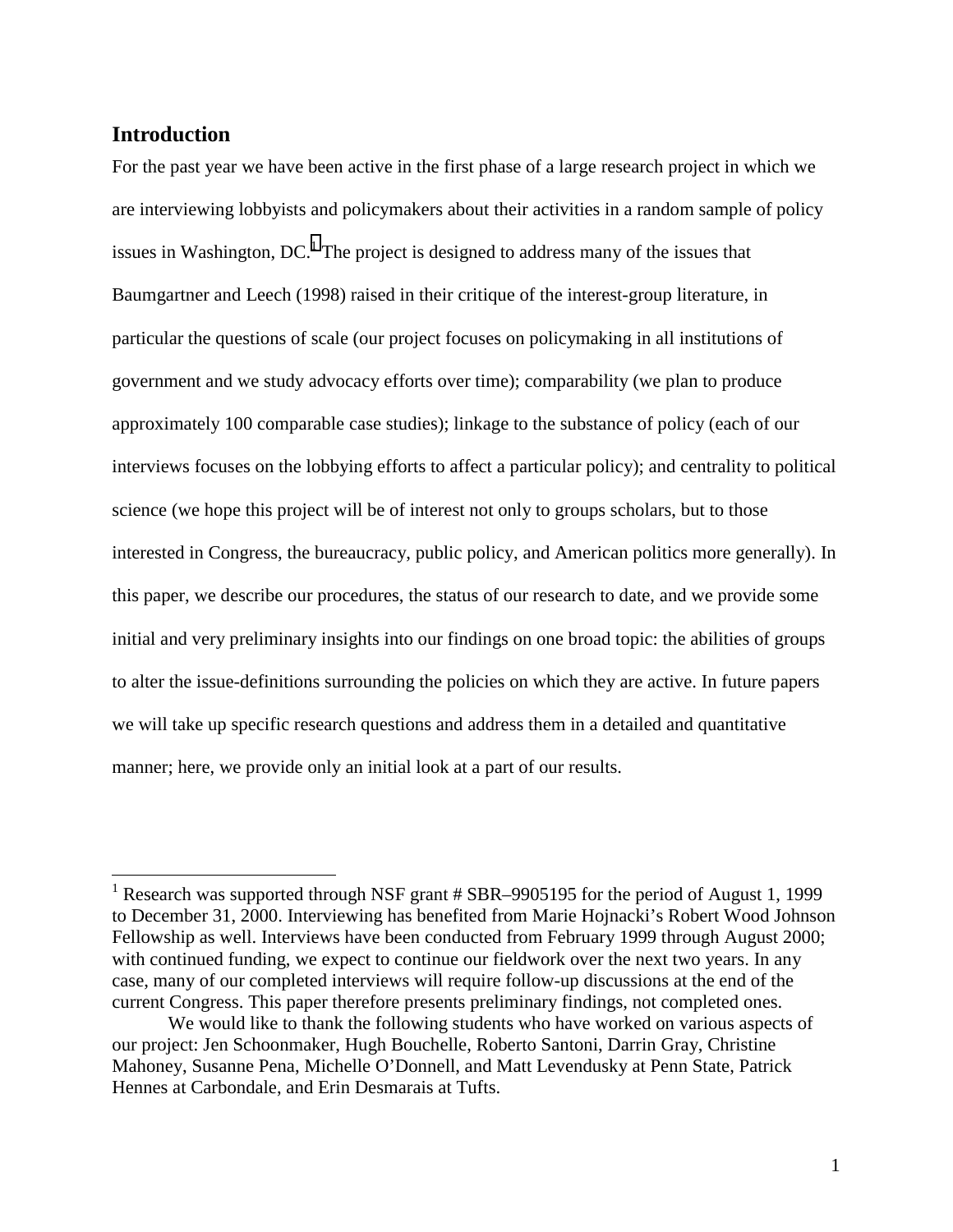## Introduction

For the past year we have been active in the first phase of a large research project in which we are interviewing lobbyists and policymakers about their activities in a random sample of policy issues in Washington, DC.[1] The project is designed to address many of the issues that Baumgartner and Leech (1998) raised in their critique of the interest-group literature, in particular the questions of scale (our project focuses on policymaking in all institutions of government and we study advocacy efforts over time); comparability (we plan to produce approximately 100 comparable case studies); linkage to the substance of policy (each of our interviews focuses on the lobbying efforts to affect a particular policy); and centrality to political science (we hope this project will be of interest not only to groups scholars, but to those interested in Congress, the bureaucracy, public policy, and American politics more generally). In this paper, we describe our procedures, the status of our research to date, and we provide some initial and very preliminary insights into our findings on one broad topic: the abilities of groups to alter the issue-definitions surrounding the policies on which they are active. In future papers we will take up specific research questions and address them in a detailed and quantitative manner; here, we provide only an initial look at a part of our results.

---

[1] Research was supported through NSF grant # SBR–9905195 for the period of August 1, 1999 to December 31, 2000. Interviewing has benefited from Marie Hojnacki's Robert Wood Johnson Fellowship as well. Interviews have been conducted from February 1999 through August 2000; with continued funding, we expect to continue our fieldwork over the next two years. In any case, many of our completed interviews will require follow-up discussions at the end of the current Congress. This paper therefore presents preliminary findings, not completed ones.

We would like to thank the following students who have worked on various aspects of our project: Jen Schoonmaker, Hugh Bouchelle, Roberto Santoni, Darrin Gray, Christine Mahoney, Susanne Pena, Michelle O'Donnell, and Matt Levendusky at Penn State, Patrick Hennes at Carbondale, and Erin Desmarais at Tufts.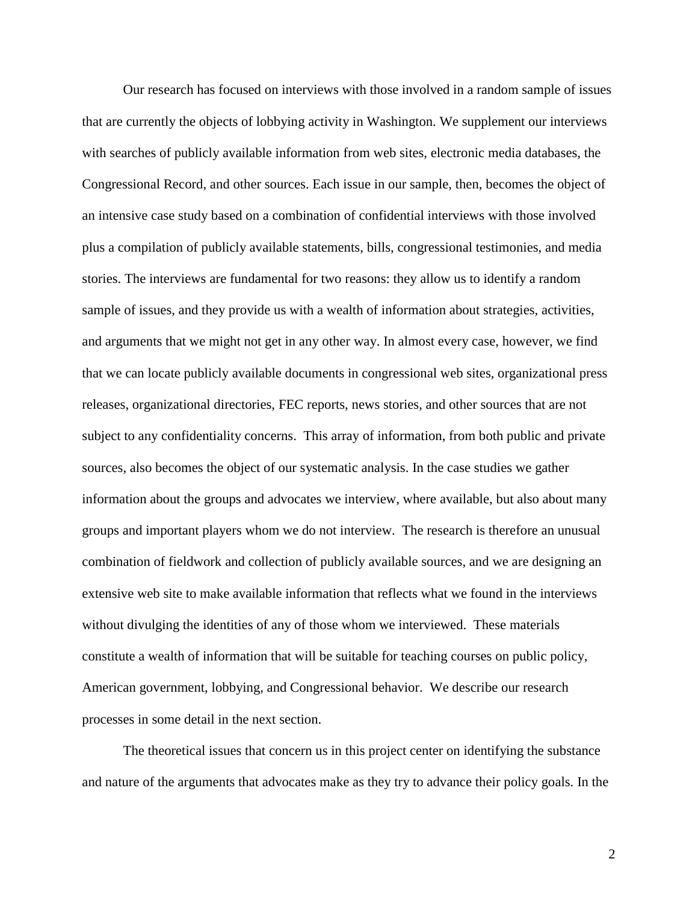Our research has focused on interviews with those involved in a random sample of issues that are currently the objects of lobbying activity in Washington. We supplement our interviews with searches of publicly available information from web sites, electronic media databases, the Congressional Record, and other sources. Each issue in our sample, then, becomes the object of an intensive case study based on a combination of confidential interviews with those involved plus a compilation of publicly available statements, bills, congressional testimonies, and media stories. The interviews are fundamental for two reasons: they allow us to identify a random sample of issues, and they provide us with a wealth of information about strategies, activities, and arguments that we might not get in any other way. In almost every case, however, we find that we can locate publicly available documents in congressional web sites, organizational press releases, organizational directories, FEC reports, news stories, and other sources that are not subject to any confidentiality concerns. This array of information, from both public and private sources, also becomes the object of our systematic analysis. In the case studies we gather information about the groups and advocates we interview, where available, but also about many groups and important players whom we do not interview. The research is therefore an unusual combination of fieldwork and collection of publicly available sources, and we are designing an extensive web site to make available information that reflects what we found in the interviews without divulging the identities of any of those whom we interviewed. These materials constitute a wealth of information that will be suitable for teaching courses on public policy, American government, lobbying, and Congressional behavior. We describe our research processes in some detail in the next section.

The theoretical issues that concern us in this project center on identifying the substance and nature of the arguments that advocates make as they try to advance their policy goals. In the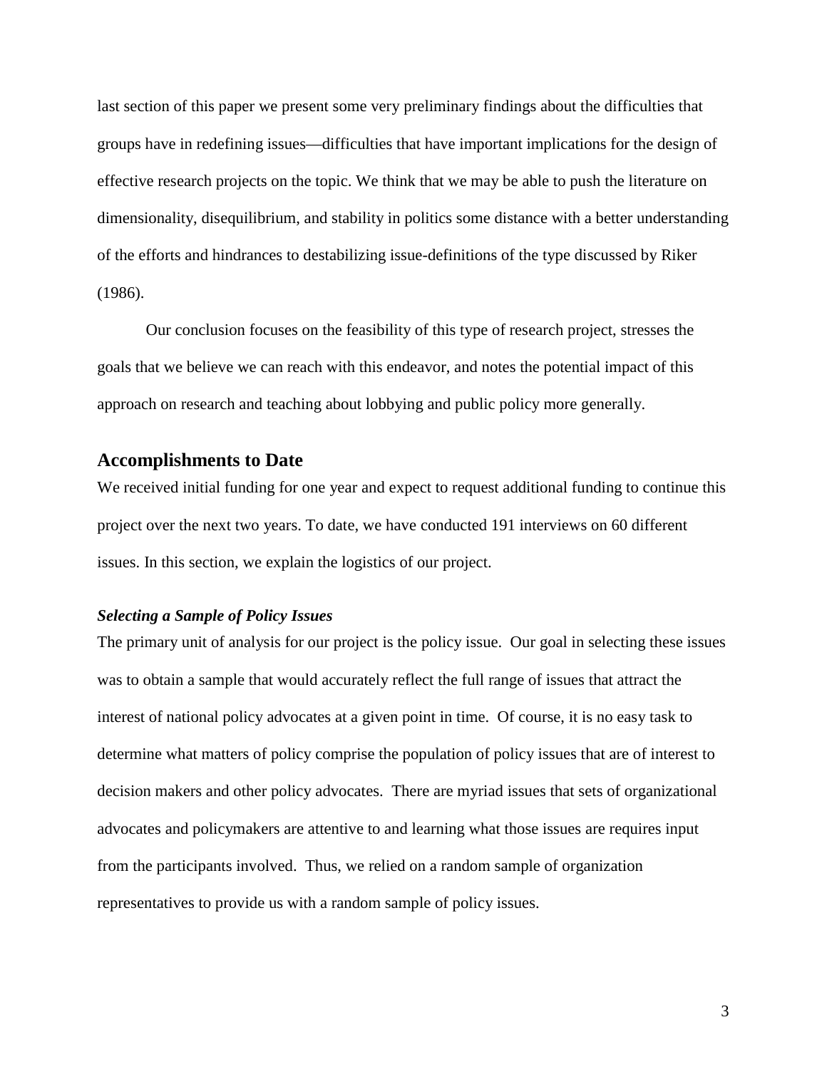last section of this paper we present some very preliminary findings about the difficulties that groups have in redefining issues—difficulties that have important implications for the design of effective research projects on the topic. We think that we may be able to push the literature on dimensionality, disequilibrium, and stability in politics some distance with a better understanding of the efforts and hindrances to destabilizing issue-definitions of the type discussed by Riker (1986).

Our conclusion focuses on the feasibility of this type of research project, stresses the goals that we believe we can reach with this endeavor, and notes the potential impact of this approach on research and teaching about lobbying and public policy more generally.

## Accomplishments to Date

We received initial funding for one year and expect to request additional funding to continue this project over the next two years. To date, we have conducted 191 interviews on 60 different issues. In this section, we explain the logistics of our project.

### *Selecting a Sample of Policy Issues*

The primary unit of analysis for our project is the policy issue. Our goal in selecting these issues was to obtain a sample that would accurately reflect the full range of issues that attract the interest of national policy advocates at a given point in time. Of course, it is no easy task to determine what matters of policy comprise the population of policy issues that are of interest to decision makers and other policy advocates. There are myriad issues that sets of organizational advocates and policymakers are attentive to and learning what those issues are requires input from the participants involved. Thus, we relied on a random sample of organization representatives to provide us with a random sample of policy issues.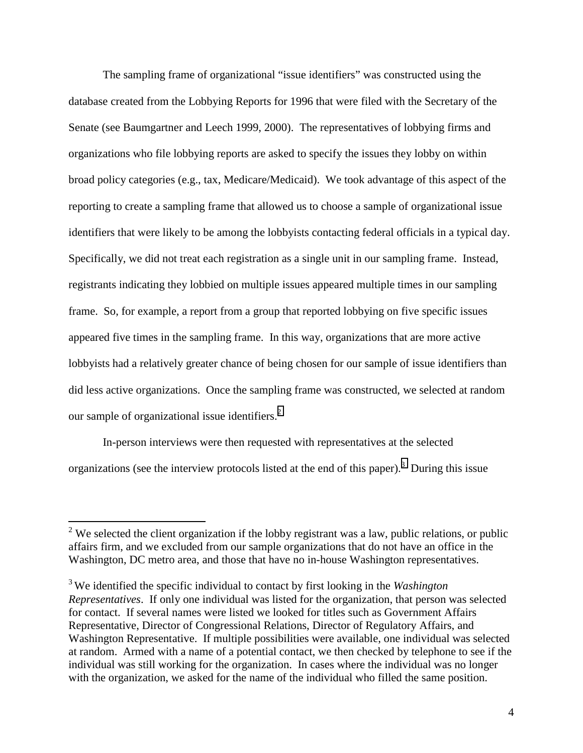The sampling frame of organizational "issue identifiers" was constructed using the database created from the Lobbying Reports for 1996 that were filed with the Secretary of the Senate (see Baumgartner and Leech 1999, 2000). The representatives of lobbying firms and organizations who file lobbying reports are asked to specify the issues they lobby on within broad policy categories (e.g., tax, Medicare/Medicaid). We took advantage of this aspect of the reporting to create a sampling frame that allowed us to choose a sample of organizational issue identifiers that were likely to be among the lobbyists contacting federal officials in a typical day. Specifically, we did not treat each registration as a single unit in our sampling frame. Instead, registrants indicating they lobbied on multiple issues appeared multiple times in our sampling frame. So, for example, a report from a group that reported lobbying on five specific issues appeared five times in the sampling frame. In this way, organizations that are more active lobbyists had a relatively greater chance of being chosen for our sample of issue identifiers than did less active organizations. Once the sampling frame was constructed, we selected at random our sample of organizational issue identifiers.[2]

In-person interviews were then requested with representatives at the selected organizations (see the interview protocols listed at the end of this paper).[3] During this issue

[2] We selected the client organization if the lobby registrant was a law, public relations, or public affairs firm, and we excluded from our sample organizations that do not have an office in the Washington, DC metro area, and those that have no in-house Washington representatives.

[3] We identified the specific individual to contact by first looking in the *Washington Representatives*. If only one individual was listed for the organization, that person was selected for contact. If several names were listed we looked for titles such as Government Affairs Representative, Director of Congressional Relations, Director of Regulatory Affairs, and Washington Representative. If multiple possibilities were available, one individual was selected at random. Armed with a name of a potential contact, we then checked by telephone to see if the individual was still working for the organization. In cases where the individual was no longer with the organization, we asked for the name of the individual who filled the same position.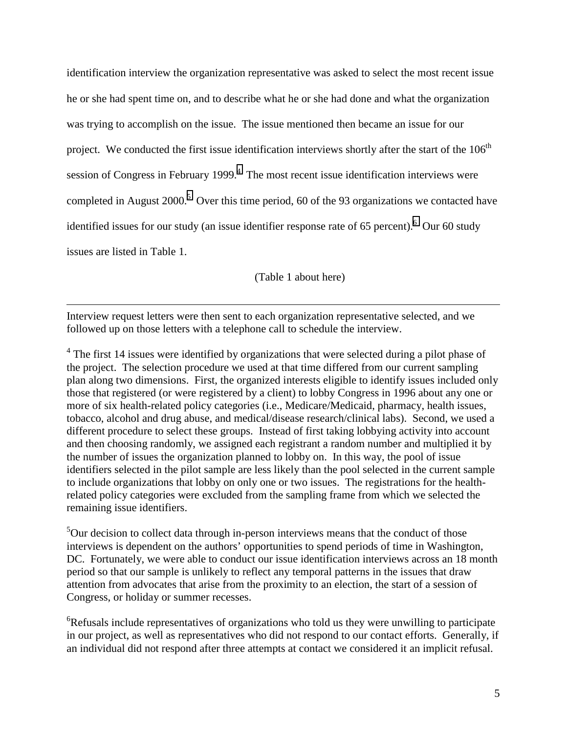identification interview the organization representative was asked to select the most recent issue he or she had spent time on, and to describe what he or she had done and what the organization was trying to accomplish on the issue. The issue mentioned then became an issue for our project. We conducted the first issue identification interviews shortly after the start of the 106th session of Congress in February 1999.[4] The most recent issue identification interviews were completed in August 2000.[5] Over this time period, 60 of the 93 organizations we contacted have identified issues for our study (an issue identifier response rate of 65 percent).[6] Our 60 study issues are listed in Table 1.

(Table 1 about here)

---

Interview request letters were then sent to each organization representative selected, and we followed up on those letters with a telephone call to schedule the interview.

[4] The first 14 issues were identified by organizations that were selected during a pilot phase of the project. The selection procedure we used at that time differed from our current sampling plan along two dimensions. First, the organized interests eligible to identify issues included only those that registered (or were registered by a client) to lobby Congress in 1996 about any one or more of six health-related policy categories (i.e., Medicare/Medicaid, pharmacy, health issues, tobacco, alcohol and drug abuse, and medical/disease research/clinical labs). Second, we used a different procedure to select these groups. Instead of first taking lobbying activity into account and then choosing randomly, we assigned each registrant a random number and multiplied it by the number of issues the organization planned to lobby on. In this way, the pool of issue identifiers selected in the pilot sample are less likely than the pool selected in the current sample to include organizations that lobby on only one or two issues. The registrations for the health-related policy categories were excluded from the sampling frame from which we selected the remaining issue identifiers.

[5] Our decision to collect data through in-person interviews means that the conduct of those interviews is dependent on the authors' opportunities to spend periods of time in Washington, DC. Fortunately, we were able to conduct our issue identification interviews across an 18 month period so that our sample is unlikely to reflect any temporal patterns in the issues that draw attention from advocates that arise from the proximity to an election, the start of a session of Congress, or holiday or summer recesses.

[6] Refusals include representatives of organizations who told us they were unwilling to participate in our project, as well as representatives who did not respond to our contact efforts. Generally, if an individual did not respond after three attempts at contact we considered it an implicit refusal.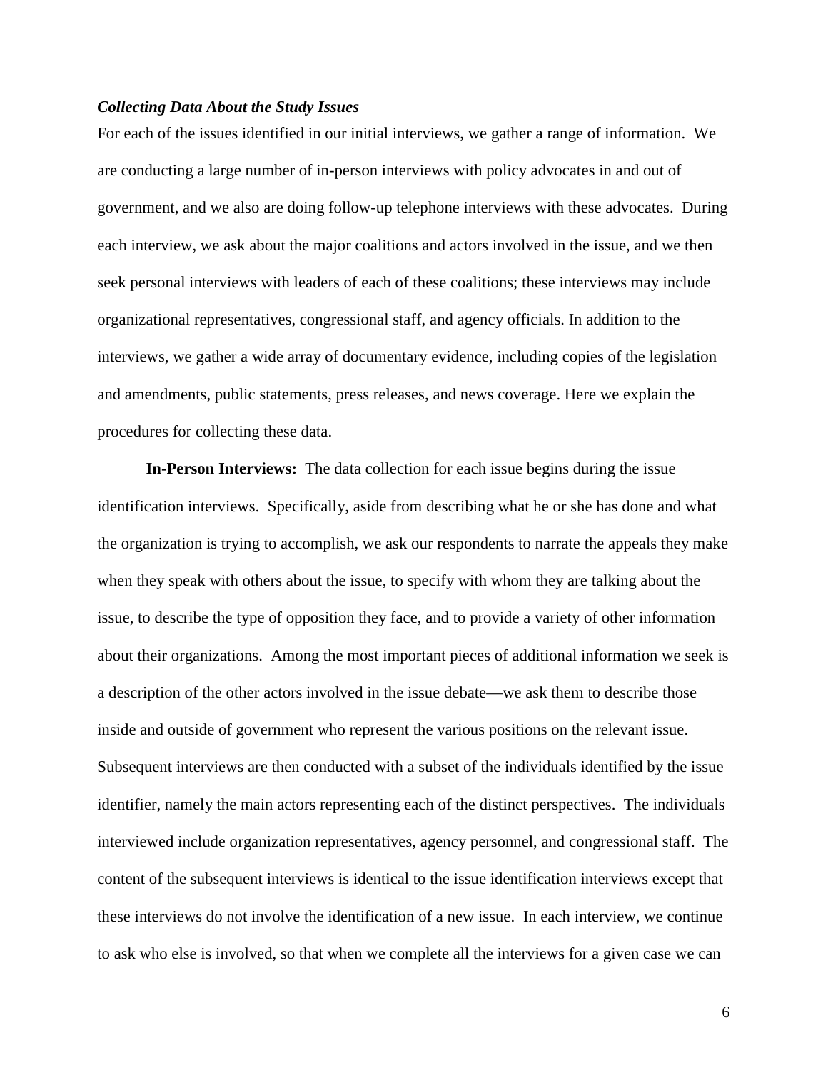### *Collecting Data About the Study Issues*

For each of the issues identified in our initial interviews, we gather a range of information. We are conducting a large number of in-person interviews with policy advocates in and out of government, and we also are doing follow-up telephone interviews with these advocates. During each interview, we ask about the major coalitions and actors involved in the issue, and we then seek personal interviews with leaders of each of these coalitions; these interviews may include organizational representatives, congressional staff, and agency officials. In addition to the interviews, we gather a wide array of documentary evidence, including copies of the legislation and amendments, public statements, press releases, and news coverage. Here we explain the procedures for collecting these data.

**In-Person Interviews:** The data collection for each issue begins during the issue identification interviews. Specifically, aside from describing what he or she has done and what the organization is trying to accomplish, we ask our respondents to narrate the appeals they make when they speak with others about the issue, to specify with whom they are talking about the issue, to describe the type of opposition they face, and to provide a variety of other information about their organizations. Among the most important pieces of additional information we seek is a description of the other actors involved in the issue debate—we ask them to describe those inside and outside of government who represent the various positions on the relevant issue. Subsequent interviews are then conducted with a subset of the individuals identified by the issue identifier, namely the main actors representing each of the distinct perspectives. The individuals interviewed include organization representatives, agency personnel, and congressional staff. The content of the subsequent interviews is identical to the issue identification interviews except that these interviews do not involve the identification of a new issue. In each interview, we continue to ask who else is involved, so that when we complete all the interviews for a given case we can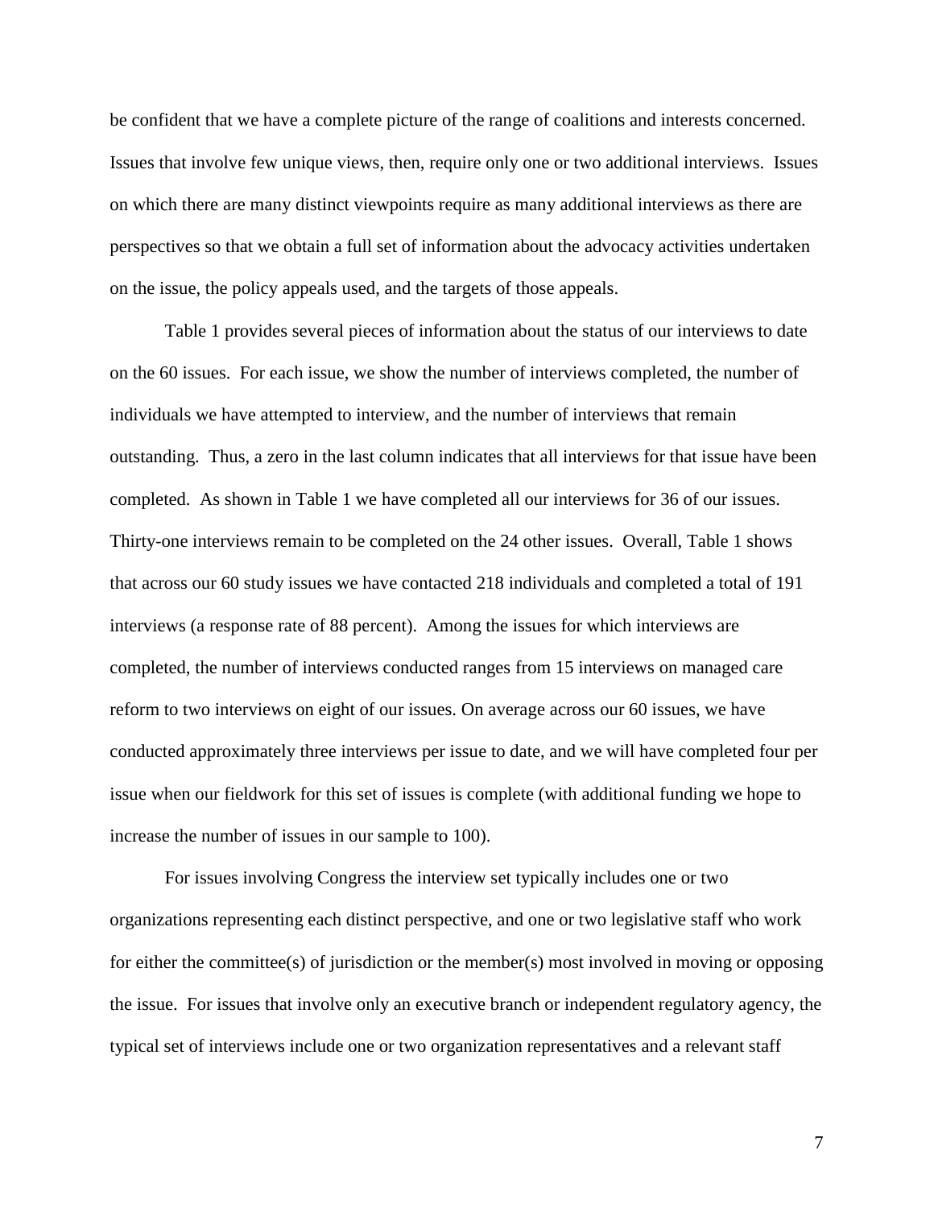be confident that we have a complete picture of the range of coalitions and interests concerned. Issues that involve few unique views, then, require only one or two additional interviews. Issues on which there are many distinct viewpoints require as many additional interviews as there are perspectives so that we obtain a full set of information about the advocacy activities undertaken on the issue, the policy appeals used, and the targets of those appeals.

Table 1 provides several pieces of information about the status of our interviews to date on the 60 issues. For each issue, we show the number of interviews completed, the number of individuals we have attempted to interview, and the number of interviews that remain outstanding. Thus, a zero in the last column indicates that all interviews for that issue have been completed. As shown in Table 1 we have completed all our interviews for 36 of our issues. Thirty-one interviews remain to be completed on the 24 other issues. Overall, Table 1 shows that across our 60 study issues we have contacted 218 individuals and completed a total of 191 interviews (a response rate of 88 percent). Among the issues for which interviews are completed, the number of interviews conducted ranges from 15 interviews on managed care reform to two interviews on eight of our issues. On average across our 60 issues, we have conducted approximately three interviews per issue to date, and we will have completed four per issue when our fieldwork for this set of issues is complete (with additional funding we hope to increase the number of issues in our sample to 100).

For issues involving Congress the interview set typically includes one or two organizations representing each distinct perspective, and one or two legislative staff who work for either the committee(s) of jurisdiction or the member(s) most involved in moving or opposing the issue. For issues that involve only an executive branch or independent regulatory agency, the typical set of interviews include one or two organization representatives and a relevant staff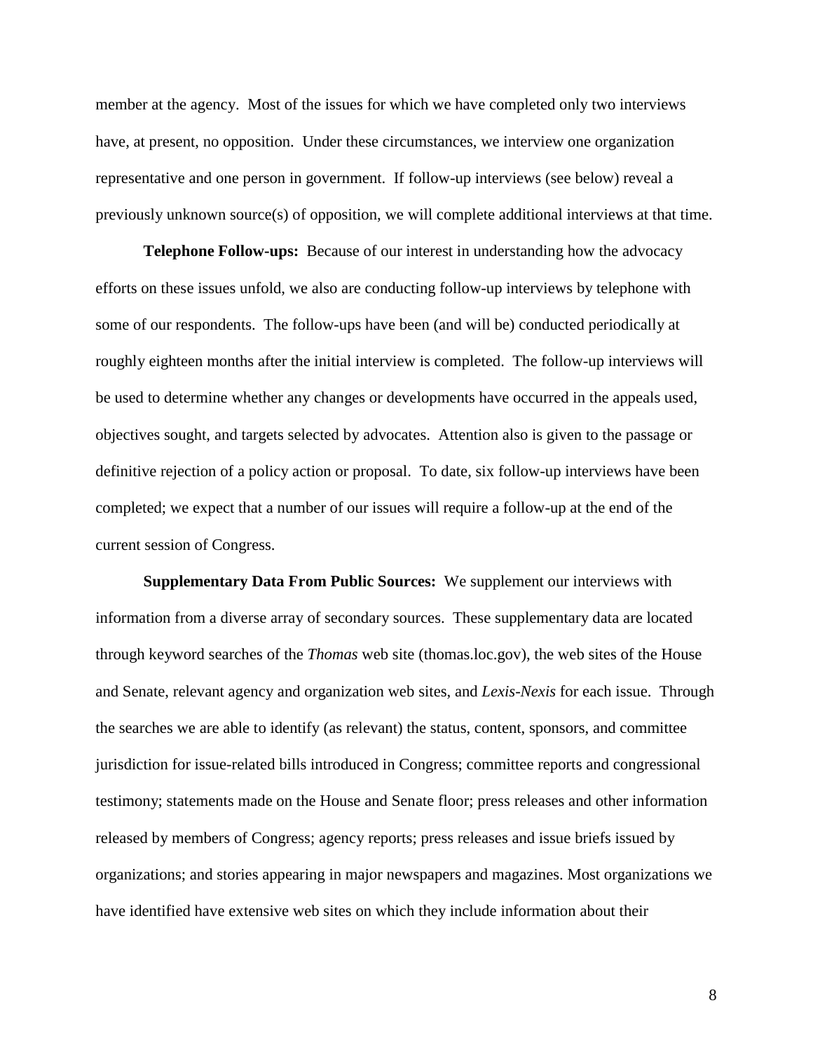member at the agency. Most of the issues for which we have completed only two interviews have, at present, no opposition. Under these circumstances, we interview one organization representative and one person in government. If follow-up interviews (see below) reveal a previously unknown source(s) of opposition, we will complete additional interviews at that time.

**Telephone Follow-ups:** Because of our interest in understanding how the advocacy efforts on these issues unfold, we also are conducting follow-up interviews by telephone with some of our respondents. The follow-ups have been (and will be) conducted periodically at roughly eighteen months after the initial interview is completed. The follow-up interviews will be used to determine whether any changes or developments have occurred in the appeals used, objectives sought, and targets selected by advocates. Attention also is given to the passage or definitive rejection of a policy action or proposal. To date, six follow-up interviews have been completed; we expect that a number of our issues will require a follow-up at the end of the current session of Congress.

**Supplementary Data From Public Sources:** We supplement our interviews with information from a diverse array of secondary sources. These supplementary data are located through keyword searches of the *Thomas* web site (thomas.loc.gov), the web sites of the House and Senate, relevant agency and organization web sites, and *Lexis-Nexis* for each issue. Through the searches we are able to identify (as relevant) the status, content, sponsors, and committee jurisdiction for issue-related bills introduced in Congress; committee reports and congressional testimony; statements made on the House and Senate floor; press releases and other information released by members of Congress; agency reports; press releases and issue briefs issued by organizations; and stories appearing in major newspapers and magazines. Most organizations we have identified have extensive web sites on which they include information about their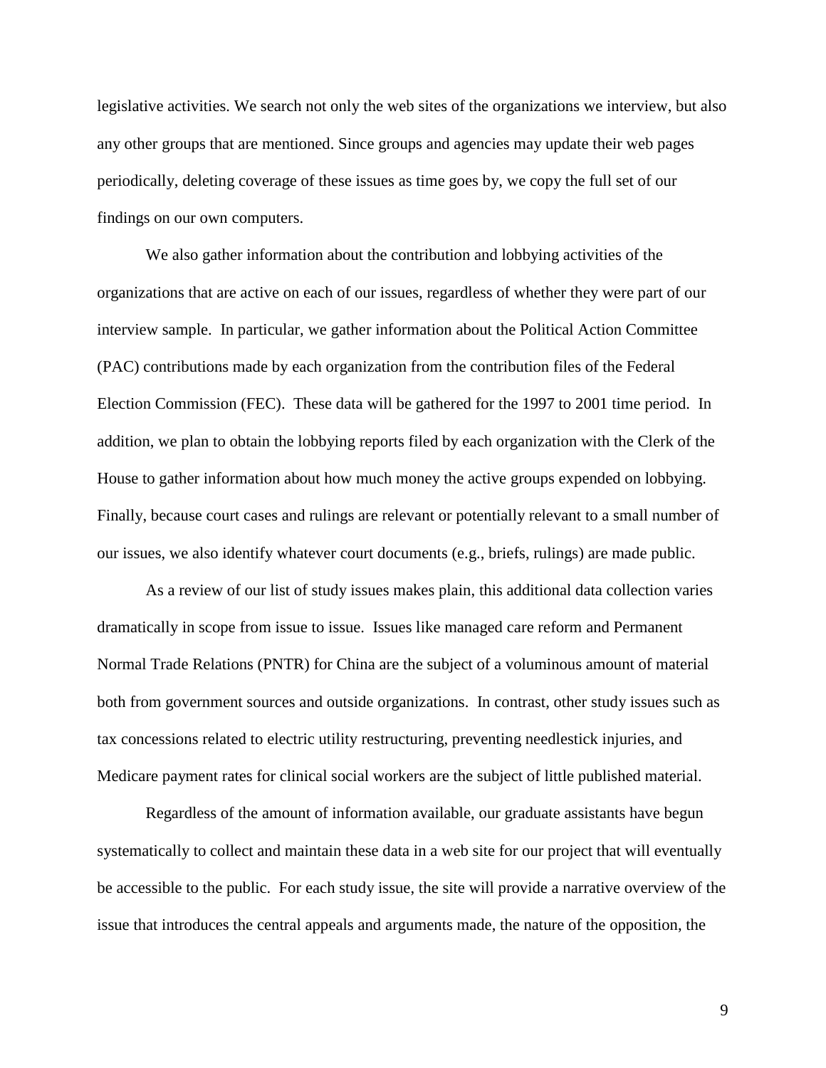legislative activities. We search not only the web sites of the organizations we interview, but also any other groups that are mentioned. Since groups and agencies may update their web pages periodically, deleting coverage of these issues as time goes by, we copy the full set of our findings on our own computers.

We also gather information about the contribution and lobbying activities of the organizations that are active on each of our issues, regardless of whether they were part of our interview sample. In particular, we gather information about the Political Action Committee (PAC) contributions made by each organization from the contribution files of the Federal Election Commission (FEC). These data will be gathered for the 1997 to 2001 time period. In addition, we plan to obtain the lobbying reports filed by each organization with the Clerk of the House to gather information about how much money the active groups expended on lobbying. Finally, because court cases and rulings are relevant or potentially relevant to a small number of our issues, we also identify whatever court documents (e.g., briefs, rulings) are made public.

As a review of our list of study issues makes plain, this additional data collection varies dramatically in scope from issue to issue. Issues like managed care reform and Permanent Normal Trade Relations (PNTR) for China are the subject of a voluminous amount of material both from government sources and outside organizations. In contrast, other study issues such as tax concessions related to electric utility restructuring, preventing needlestick injuries, and Medicare payment rates for clinical social workers are the subject of little published material.

Regardless of the amount of information available, our graduate assistants have begun systematically to collect and maintain these data in a web site for our project that will eventually be accessible to the public. For each study issue, the site will provide a narrative overview of the issue that introduces the central appeals and arguments made, the nature of the opposition, the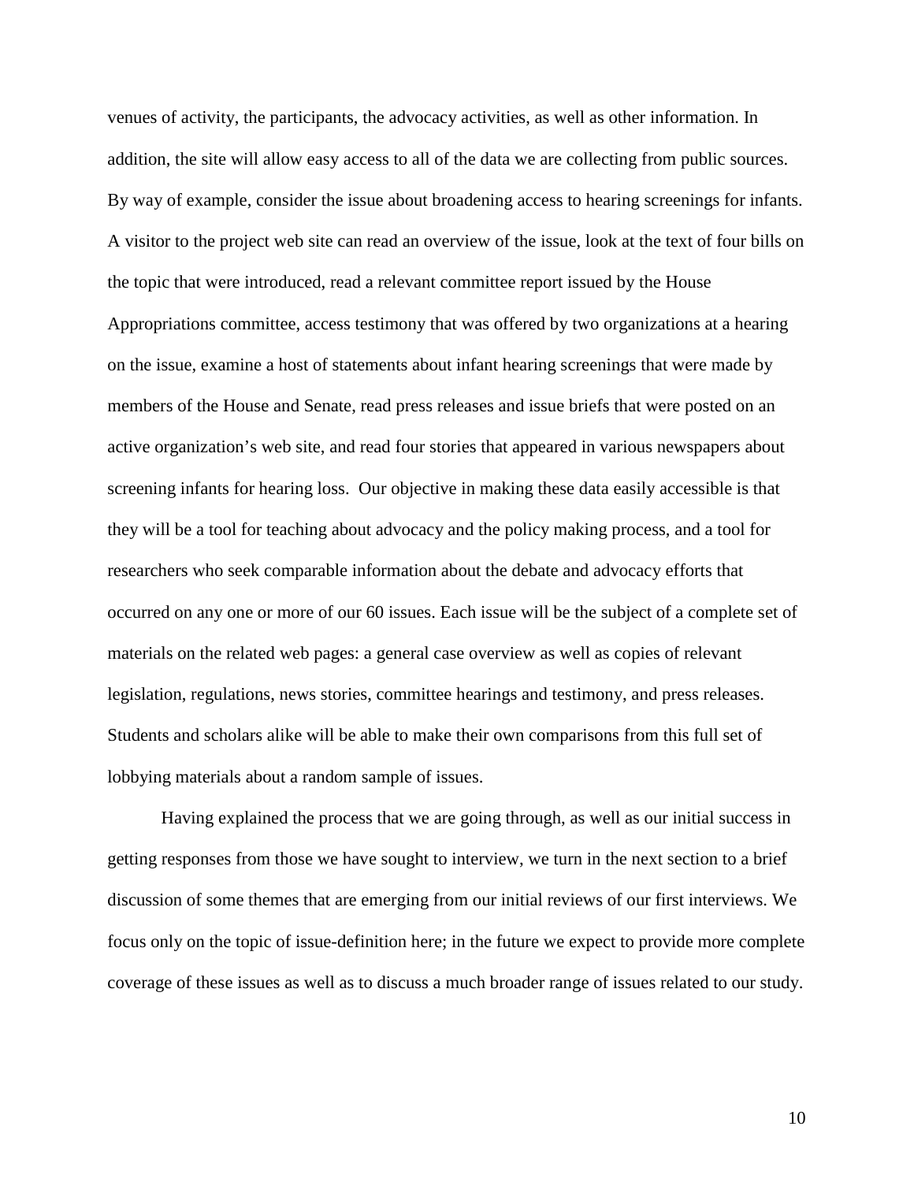venues of activity, the participants, the advocacy activities, as well as other information. In addition, the site will allow easy access to all of the data we are collecting from public sources. By way of example, consider the issue about broadening access to hearing screenings for infants. A visitor to the project web site can read an overview of the issue, look at the text of four bills on the topic that were introduced, read a relevant committee report issued by the House Appropriations committee, access testimony that was offered by two organizations at a hearing on the issue, examine a host of statements about infant hearing screenings that were made by members of the House and Senate, read press releases and issue briefs that were posted on an active organization's web site, and read four stories that appeared in various newspapers about screening infants for hearing loss. Our objective in making these data easily accessible is that they will be a tool for teaching about advocacy and the policy making process, and a tool for researchers who seek comparable information about the debate and advocacy efforts that occurred on any one or more of our 60 issues. Each issue will be the subject of a complete set of materials on the related web pages: a general case overview as well as copies of relevant legislation, regulations, news stories, committee hearings and testimony, and press releases. Students and scholars alike will be able to make their own comparisons from this full set of lobbying materials about a random sample of issues.

Having explained the process that we are going through, as well as our initial success in getting responses from those we have sought to interview, we turn in the next section to a brief discussion of some themes that are emerging from our initial reviews of our first interviews. We focus only on the topic of issue-definition here; in the future we expect to provide more complete coverage of these issues as well as to discuss a much broader range of issues related to our study.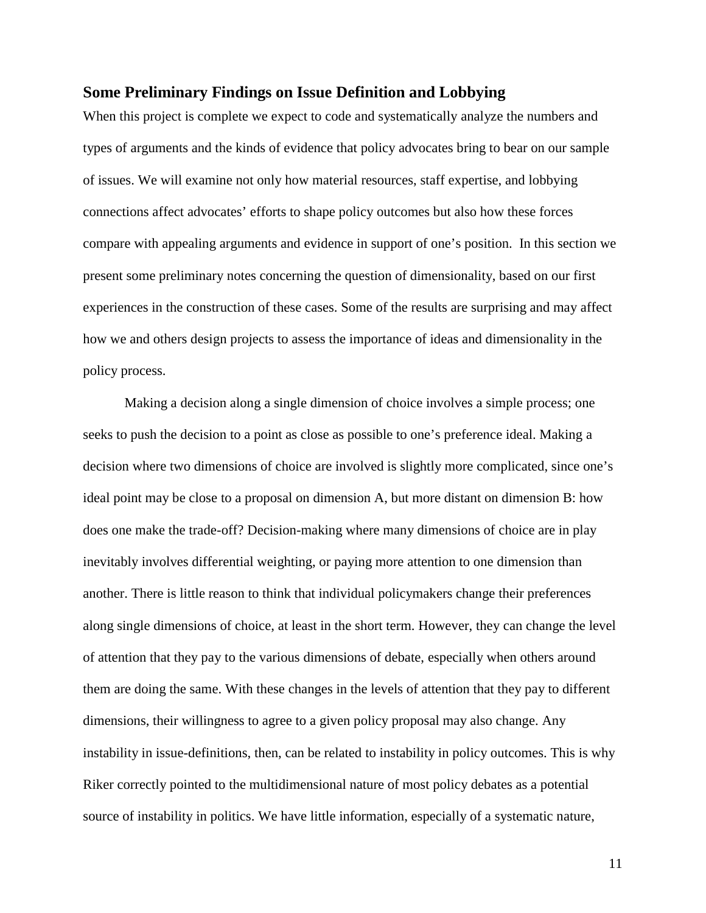## Some Preliminary Findings on Issue Definition and Lobbying

When this project is complete we expect to code and systematically analyze the numbers and types of arguments and the kinds of evidence that policy advocates bring to bear on our sample of issues. We will examine not only how material resources, staff expertise, and lobbying connections affect advocates' efforts to shape policy outcomes but also how these forces compare with appealing arguments and evidence in support of one's position. In this section we present some preliminary notes concerning the question of dimensionality, based on our first experiences in the construction of these cases. Some of the results are surprising and may affect how we and others design projects to assess the importance of ideas and dimensionality in the policy process.

Making a decision along a single dimension of choice involves a simple process; one seeks to push the decision to a point as close as possible to one's preference ideal. Making a decision where two dimensions of choice are involved is slightly more complicated, since one's ideal point may be close to a proposal on dimension A, but more distant on dimension B: how does one make the trade-off? Decision-making where many dimensions of choice are in play inevitably involves differential weighting, or paying more attention to one dimension than another. There is little reason to think that individual policymakers change their preferences along single dimensions of choice, at least in the short term. However, they can change the level of attention that they pay to the various dimensions of debate, especially when others around them are doing the same. With these changes in the levels of attention that they pay to different dimensions, their willingness to agree to a given policy proposal may also change. Any instability in issue-definitions, then, can be related to instability in policy outcomes. This is why Riker correctly pointed to the multidimensional nature of most policy debates as a potential source of instability in politics. We have little information, especially of a systematic nature,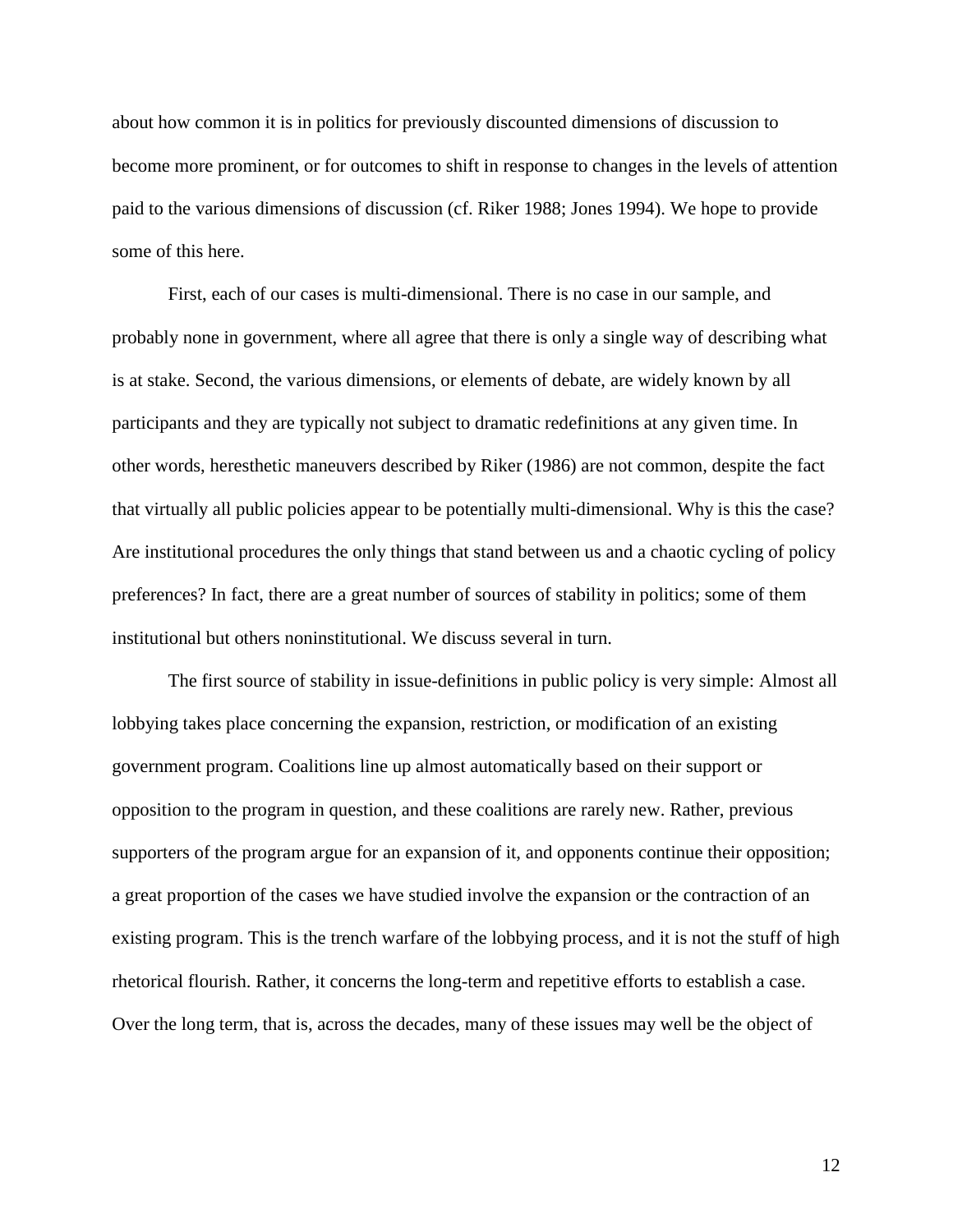about how common it is in politics for previously discounted dimensions of discussion to become more prominent, or for outcomes to shift in response to changes in the levels of attention paid to the various dimensions of discussion (cf. Riker 1988; Jones 1994). We hope to provide some of this here.

First, each of our cases is multi-dimensional. There is no case in our sample, and probably none in government, where all agree that there is only a single way of describing what is at stake. Second, the various dimensions, or elements of debate, are widely known by all participants and they are typically not subject to dramatic redefinitions at any given time. In other words, heresthetic maneuvers described by Riker (1986) are not common, despite the fact that virtually all public policies appear to be potentially multi-dimensional. Why is this the case? Are institutional procedures the only things that stand between us and a chaotic cycling of policy preferences? In fact, there are a great number of sources of stability in politics; some of them institutional but others noninstitutional. We discuss several in turn.

The first source of stability in issue-definitions in public policy is very simple: Almost all lobbying takes place concerning the expansion, restriction, or modification of an existing government program. Coalitions line up almost automatically based on their support or opposition to the program in question, and these coalitions are rarely new. Rather, previous supporters of the program argue for an expansion of it, and opponents continue their opposition; a great proportion of the cases we have studied involve the expansion or the contraction of an existing program. This is the trench warfare of the lobbying process, and it is not the stuff of high rhetorical flourish. Rather, it concerns the long-term and repetitive efforts to establish a case. Over the long term, that is, across the decades, many of these issues may well be the object of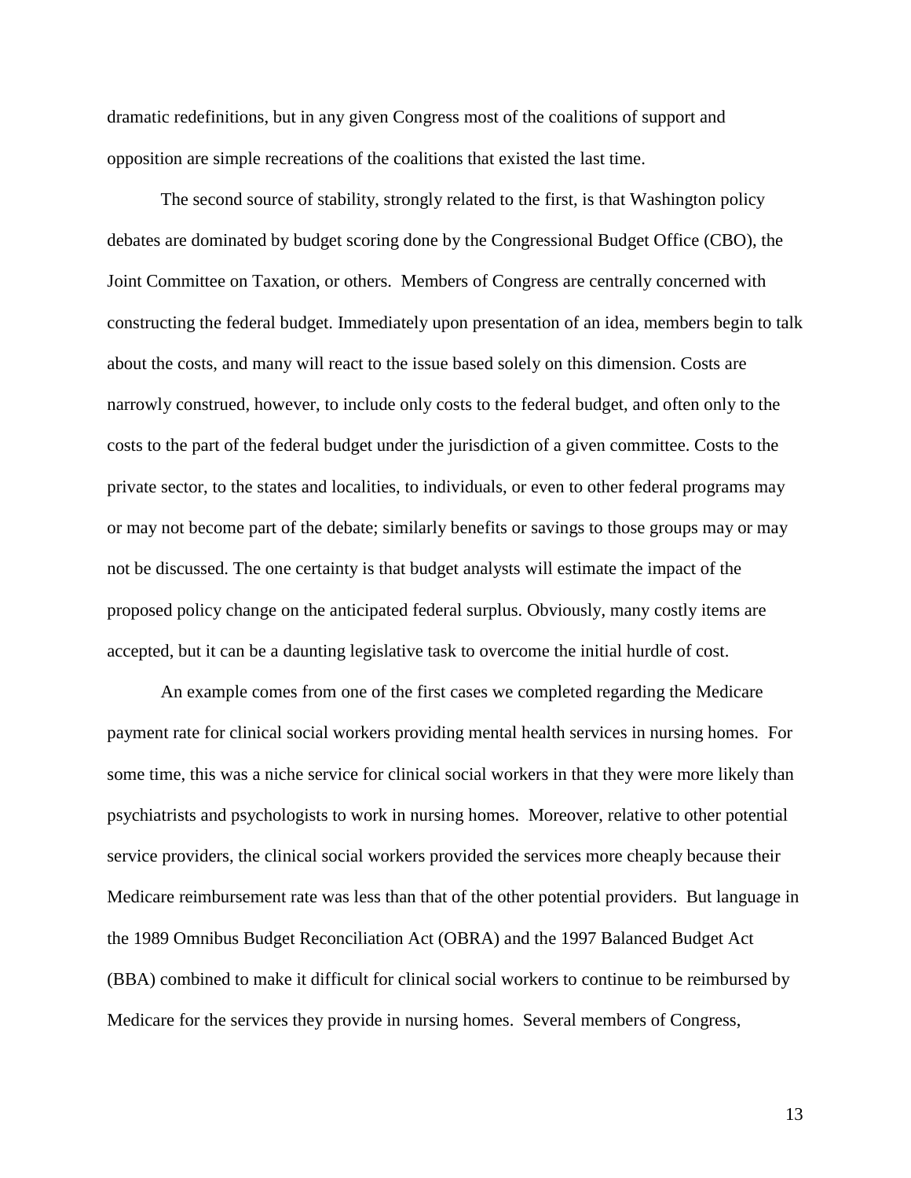dramatic redefinitions, but in any given Congress most of the coalitions of support and opposition are simple recreations of the coalitions that existed the last time.

The second source of stability, strongly related to the first, is that Washington policy debates are dominated by budget scoring done by the Congressional Budget Office (CBO), the Joint Committee on Taxation, or others. Members of Congress are centrally concerned with constructing the federal budget. Immediately upon presentation of an idea, members begin to talk about the costs, and many will react to the issue based solely on this dimension. Costs are narrowly construed, however, to include only costs to the federal budget, and often only to the costs to the part of the federal budget under the jurisdiction of a given committee. Costs to the private sector, to the states and localities, to individuals, or even to other federal programs may or may not become part of the debate; similarly benefits or savings to those groups may or may not be discussed. The one certainty is that budget analysts will estimate the impact of the proposed policy change on the anticipated federal surplus. Obviously, many costly items are accepted, but it can be a daunting legislative task to overcome the initial hurdle of cost.

An example comes from one of the first cases we completed regarding the Medicare payment rate for clinical social workers providing mental health services in nursing homes. For some time, this was a niche service for clinical social workers in that they were more likely than psychiatrists and psychologists to work in nursing homes. Moreover, relative to other potential service providers, the clinical social workers provided the services more cheaply because their Medicare reimbursement rate was less than that of the other potential providers. But language in the 1989 Omnibus Budget Reconciliation Act (OBRA) and the 1997 Balanced Budget Act (BBA) combined to make it difficult for clinical social workers to continue to be reimbursed by Medicare for the services they provide in nursing homes. Several members of Congress,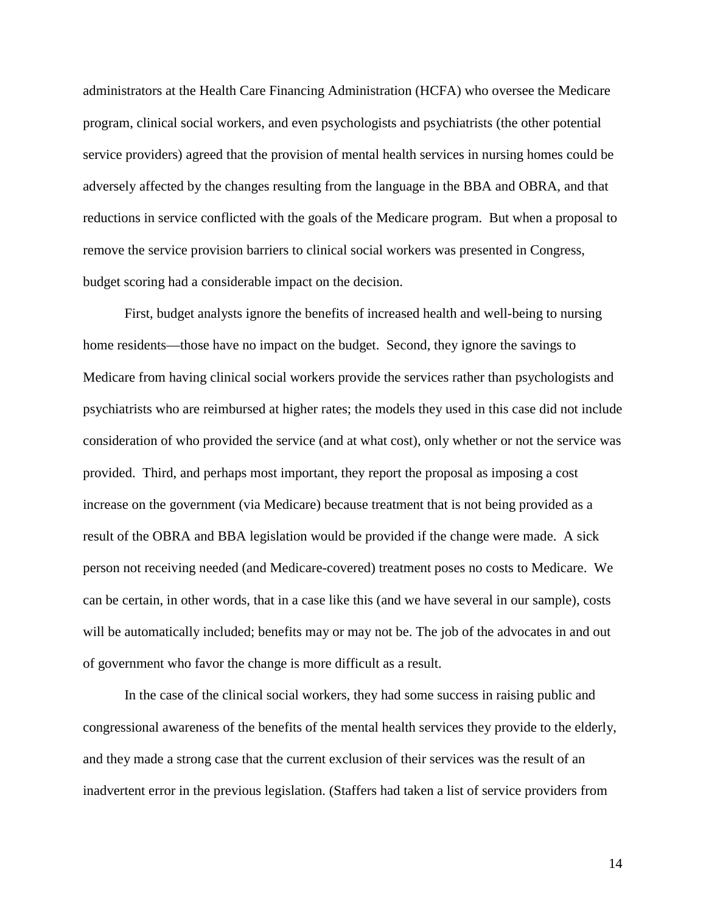administrators at the Health Care Financing Administration (HCFA) who oversee the Medicare program, clinical social workers, and even psychologists and psychiatrists (the other potential service providers) agreed that the provision of mental health services in nursing homes could be adversely affected by the changes resulting from the language in the BBA and OBRA, and that reductions in service conflicted with the goals of the Medicare program. But when a proposal to remove the service provision barriers to clinical social workers was presented in Congress, budget scoring had a considerable impact on the decision.

First, budget analysts ignore the benefits of increased health and well-being to nursing home residents—those have no impact on the budget. Second, they ignore the savings to Medicare from having clinical social workers provide the services rather than psychologists and psychiatrists who are reimbursed at higher rates; the models they used in this case did not include consideration of who provided the service (and at what cost), only whether or not the service was provided. Third, and perhaps most important, they report the proposal as imposing a cost increase on the government (via Medicare) because treatment that is not being provided as a result of the OBRA and BBA legislation would be provided if the change were made. A sick person not receiving needed (and Medicare-covered) treatment poses no costs to Medicare. We can be certain, in other words, that in a case like this (and we have several in our sample), costs will be automatically included; benefits may or may not be. The job of the advocates in and out of government who favor the change is more difficult as a result.

In the case of the clinical social workers, they had some success in raising public and congressional awareness of the benefits of the mental health services they provide to the elderly, and they made a strong case that the current exclusion of their services was the result of an inadvertent error in the previous legislation. (Staffers had taken a list of service providers from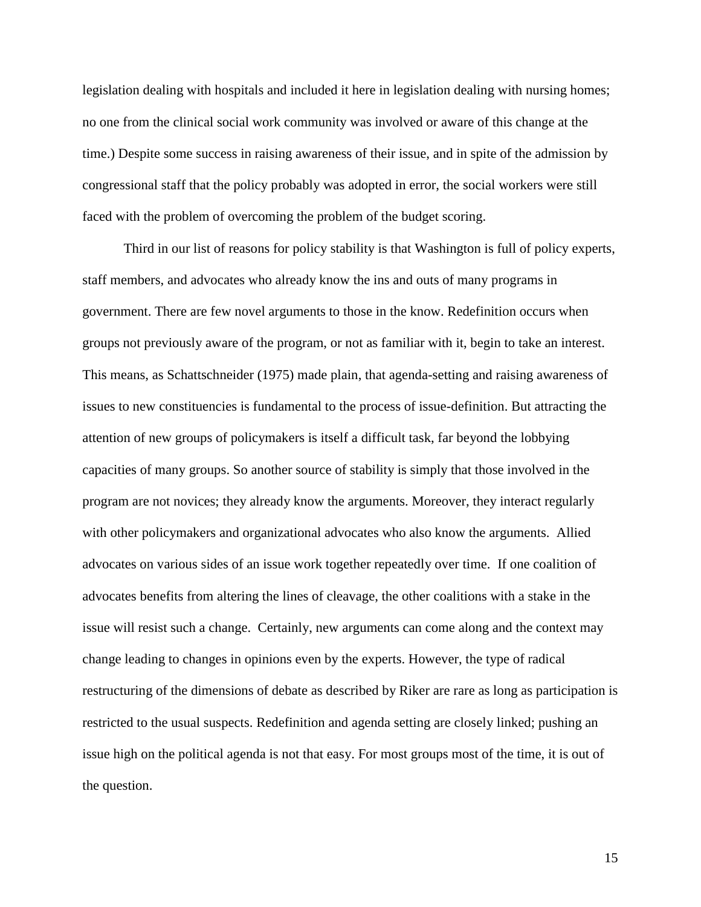legislation dealing with hospitals and included it here in legislation dealing with nursing homes; no one from the clinical social work community was involved or aware of this change at the time.) Despite some success in raising awareness of their issue, and in spite of the admission by congressional staff that the policy probably was adopted in error, the social workers were still faced with the problem of overcoming the problem of the budget scoring.

Third in our list of reasons for policy stability is that Washington is full of policy experts, staff members, and advocates who already know the ins and outs of many programs in government. There are few novel arguments to those in the know. Redefinition occurs when groups not previously aware of the program, or not as familiar with it, begin to take an interest. This means, as Schattschneider (1975) made plain, that agenda-setting and raising awareness of issues to new constituencies is fundamental to the process of issue-definition. But attracting the attention of new groups of policymakers is itself a difficult task, far beyond the lobbying capacities of many groups. So another source of stability is simply that those involved in the program are not novices; they already know the arguments. Moreover, they interact regularly with other policymakers and organizational advocates who also know the arguments. Allied advocates on various sides of an issue work together repeatedly over time. If one coalition of advocates benefits from altering the lines of cleavage, the other coalitions with a stake in the issue will resist such a change. Certainly, new arguments can come along and the context may change leading to changes in opinions even by the experts. However, the type of radical restructuring of the dimensions of debate as described by Riker are rare as long as participation is restricted to the usual suspects. Redefinition and agenda setting are closely linked; pushing an issue high on the political agenda is not that easy. For most groups most of the time, it is out of the question.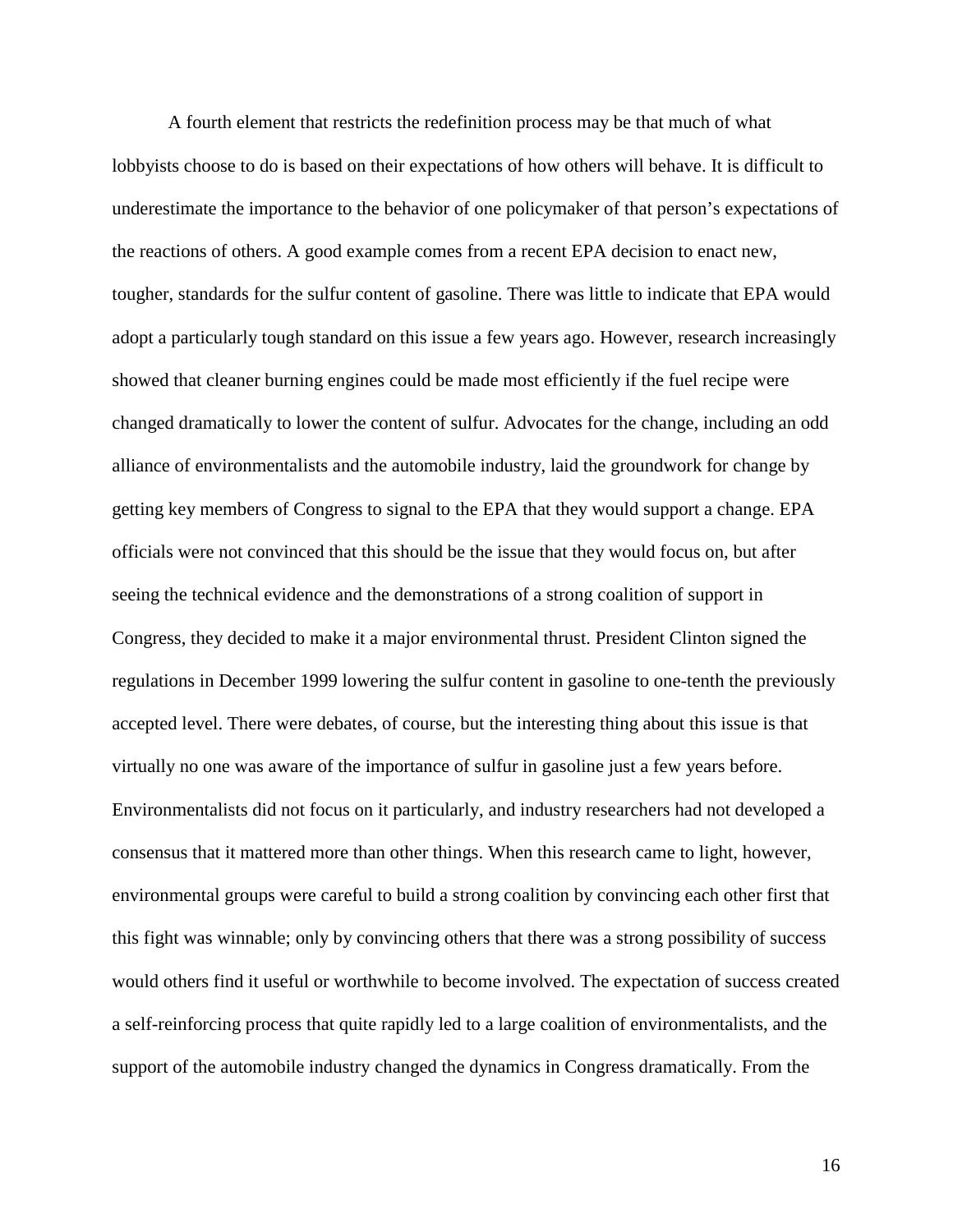A fourth element that restricts the redefinition process may be that much of what lobbyists choose to do is based on their expectations of how others will behave. It is difficult to underestimate the importance to the behavior of one policymaker of that person's expectations of the reactions of others. A good example comes from a recent EPA decision to enact new, tougher, standards for the sulfur content of gasoline. There was little to indicate that EPA would adopt a particularly tough standard on this issue a few years ago. However, research increasingly showed that cleaner burning engines could be made most efficiently if the fuel recipe were changed dramatically to lower the content of sulfur. Advocates for the change, including an odd alliance of environmentalists and the automobile industry, laid the groundwork for change by getting key members of Congress to signal to the EPA that they would support a change. EPA officials were not convinced that this should be the issue that they would focus on, but after seeing the technical evidence and the demonstrations of a strong coalition of support in Congress, they decided to make it a major environmental thrust. President Clinton signed the regulations in December 1999 lowering the sulfur content in gasoline to one-tenth the previously accepted level. There were debates, of course, but the interesting thing about this issue is that virtually no one was aware of the importance of sulfur in gasoline just a few years before. Environmentalists did not focus on it particularly, and industry researchers had not developed a consensus that it mattered more than other things. When this research came to light, however, environmental groups were careful to build a strong coalition by convincing each other first that this fight was winnable; only by convincing others that there was a strong possibility of success would others find it useful or worthwhile to become involved. The expectation of success created a self-reinforcing process that quite rapidly led to a large coalition of environmentalists, and the support of the automobile industry changed the dynamics in Congress dramatically. From the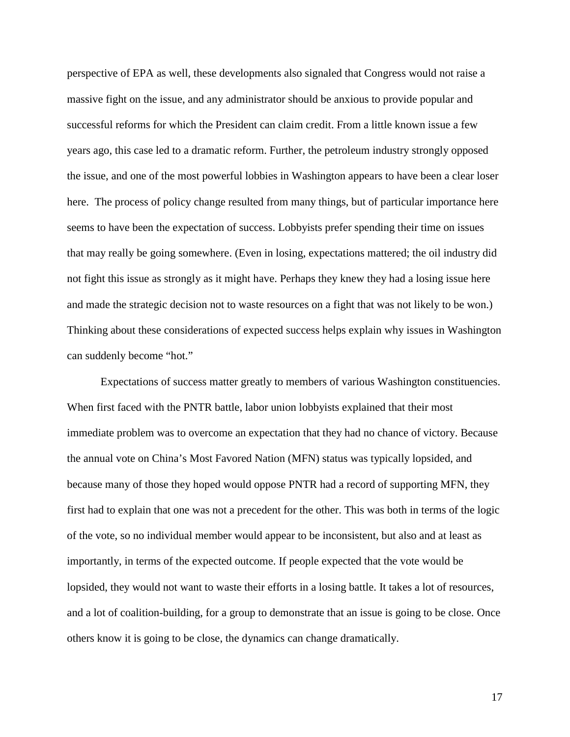perspective of EPA as well, these developments also signaled that Congress would not raise a massive fight on the issue, and any administrator should be anxious to provide popular and successful reforms for which the President can claim credit. From a little known issue a few years ago, this case led to a dramatic reform. Further, the petroleum industry strongly opposed the issue, and one of the most powerful lobbies in Washington appears to have been a clear loser here. The process of policy change resulted from many things, but of particular importance here seems to have been the expectation of success. Lobbyists prefer spending their time on issues that may really be going somewhere. (Even in losing, expectations mattered; the oil industry did not fight this issue as strongly as it might have. Perhaps they knew they had a losing issue here and made the strategic decision not to waste resources on a fight that was not likely to be won.) Thinking about these considerations of expected success helps explain why issues in Washington can suddenly become "hot."

Expectations of success matter greatly to members of various Washington constituencies. When first faced with the PNTR battle, labor union lobbyists explained that their most immediate problem was to overcome an expectation that they had no chance of victory. Because the annual vote on China's Most Favored Nation (MFN) status was typically lopsided, and because many of those they hoped would oppose PNTR had a record of supporting MFN, they first had to explain that one was not a precedent for the other. This was both in terms of the logic of the vote, so no individual member would appear to be inconsistent, but also and at least as importantly, in terms of the expected outcome. If people expected that the vote would be lopsided, they would not want to waste their efforts in a losing battle. It takes a lot of resources, and a lot of coalition-building, for a group to demonstrate that an issue is going to be close. Once others know it is going to be close, the dynamics can change dramatically.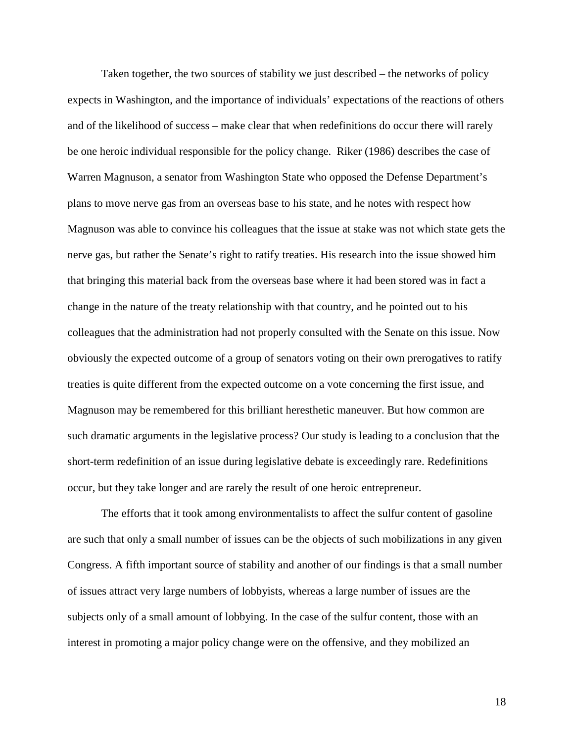Taken together, the two sources of stability we just described – the networks of policy expects in Washington, and the importance of individuals' expectations of the reactions of others and of the likelihood of success – make clear that when redefinitions do occur there will rarely be one heroic individual responsible for the policy change. Riker (1986) describes the case of Warren Magnuson, a senator from Washington State who opposed the Defense Department's plans to move nerve gas from an overseas base to his state, and he notes with respect how Magnuson was able to convince his colleagues that the issue at stake was not which state gets the nerve gas, but rather the Senate's right to ratify treaties. His research into the issue showed him that bringing this material back from the overseas base where it had been stored was in fact a change in the nature of the treaty relationship with that country, and he pointed out to his colleagues that the administration had not properly consulted with the Senate on this issue. Now obviously the expected outcome of a group of senators voting on their own prerogatives to ratify treaties is quite different from the expected outcome on a vote concerning the first issue, and Magnuson may be remembered for this brilliant heresthetic maneuver. But how common are such dramatic arguments in the legislative process? Our study is leading to a conclusion that the short-term redefinition of an issue during legislative debate is exceedingly rare. Redefinitions occur, but they take longer and are rarely the result of one heroic entrepreneur.

The efforts that it took among environmentalists to affect the sulfur content of gasoline are such that only a small number of issues can be the objects of such mobilizations in any given Congress. A fifth important source of stability and another of our findings is that a small number of issues attract very large numbers of lobbyists, whereas a large number of issues are the subjects only of a small amount of lobbying. In the case of the sulfur content, those with an interest in promoting a major policy change were on the offensive, and they mobilized an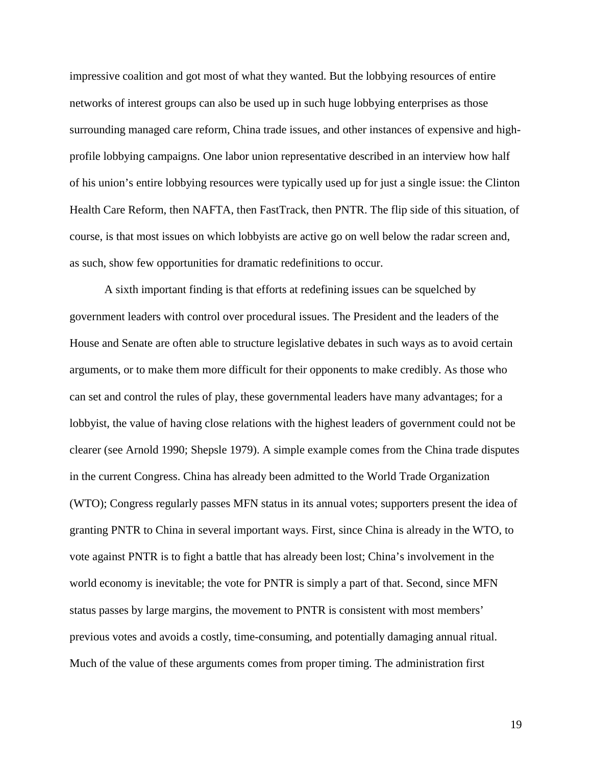impressive coalition and got most of what they wanted. But the lobbying resources of entire networks of interest groups can also be used up in such huge lobbying enterprises as those surrounding managed care reform, China trade issues, and other instances of expensive and high-profile lobbying campaigns. One labor union representative described in an interview how half of his union's entire lobbying resources were typically used up for just a single issue: the Clinton Health Care Reform, then NAFTA, then FastTrack, then PNTR. The flip side of this situation, of course, is that most issues on which lobbyists are active go on well below the radar screen and, as such, show few opportunities for dramatic redefinitions to occur.

A sixth important finding is that efforts at redefining issues can be squelched by government leaders with control over procedural issues. The President and the leaders of the House and Senate are often able to structure legislative debates in such ways as to avoid certain arguments, or to make them more difficult for their opponents to make credibly. As those who can set and control the rules of play, these governmental leaders have many advantages; for a lobbyist, the value of having close relations with the highest leaders of government could not be clearer (see Arnold 1990; Shepsle 1979). A simple example comes from the China trade disputes in the current Congress. China has already been admitted to the World Trade Organization (WTO); Congress regularly passes MFN status in its annual votes; supporters present the idea of granting PNTR to China in several important ways. First, since China is already in the WTO, to vote against PNTR is to fight a battle that has already been lost; China's involvement in the world economy is inevitable; the vote for PNTR is simply a part of that. Second, since MFN status passes by large margins, the movement to PNTR is consistent with most members' previous votes and avoids a costly, time-consuming, and potentially damaging annual ritual. Much of the value of these arguments comes from proper timing. The administration first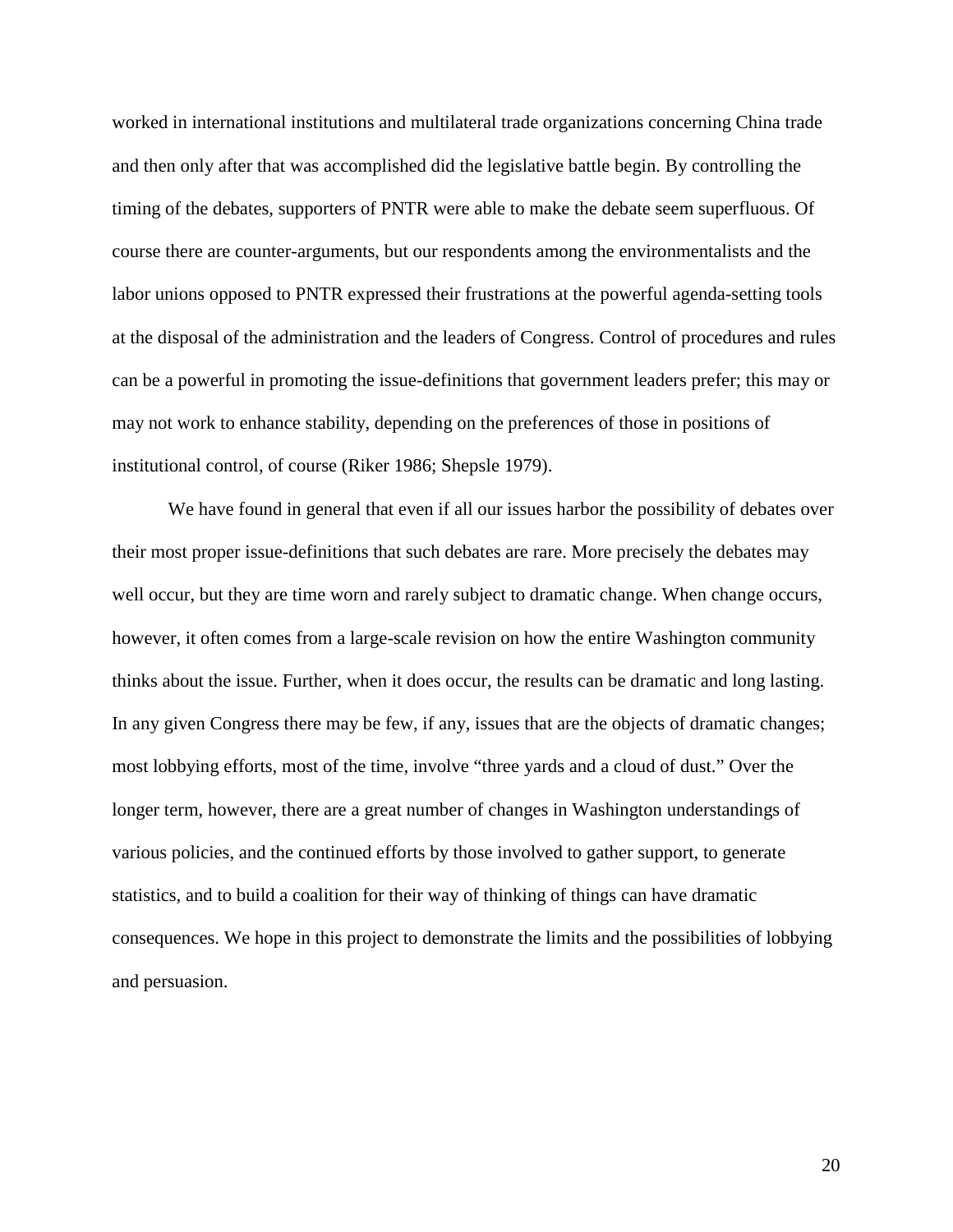worked in international institutions and multilateral trade organizations concerning China trade and then only after that was accomplished did the legislative battle begin. By controlling the timing of the debates, supporters of PNTR were able to make the debate seem superfluous. Of course there are counter-arguments, but our respondents among the environmentalists and the labor unions opposed to PNTR expressed their frustrations at the powerful agenda-setting tools at the disposal of the administration and the leaders of Congress. Control of procedures and rules can be a powerful in promoting the issue-definitions that government leaders prefer; this may or may not work to enhance stability, depending on the preferences of those in positions of institutional control, of course (Riker 1986; Shepsle 1979).

We have found in general that even if all our issues harbor the possibility of debates over their most proper issue-definitions that such debates are rare. More precisely the debates may well occur, but they are time worn and rarely subject to dramatic change. When change occurs, however, it often comes from a large-scale revision on how the entire Washington community thinks about the issue. Further, when it does occur, the results can be dramatic and long lasting. In any given Congress there may be few, if any, issues that are the objects of dramatic changes; most lobbying efforts, most of the time, involve "three yards and a cloud of dust." Over the longer term, however, there are a great number of changes in Washington understandings of various policies, and the continued efforts by those involved to gather support, to generate statistics, and to build a coalition for their way of thinking of things can have dramatic consequences. We hope in this project to demonstrate the limits and the possibilities of lobbying and persuasion.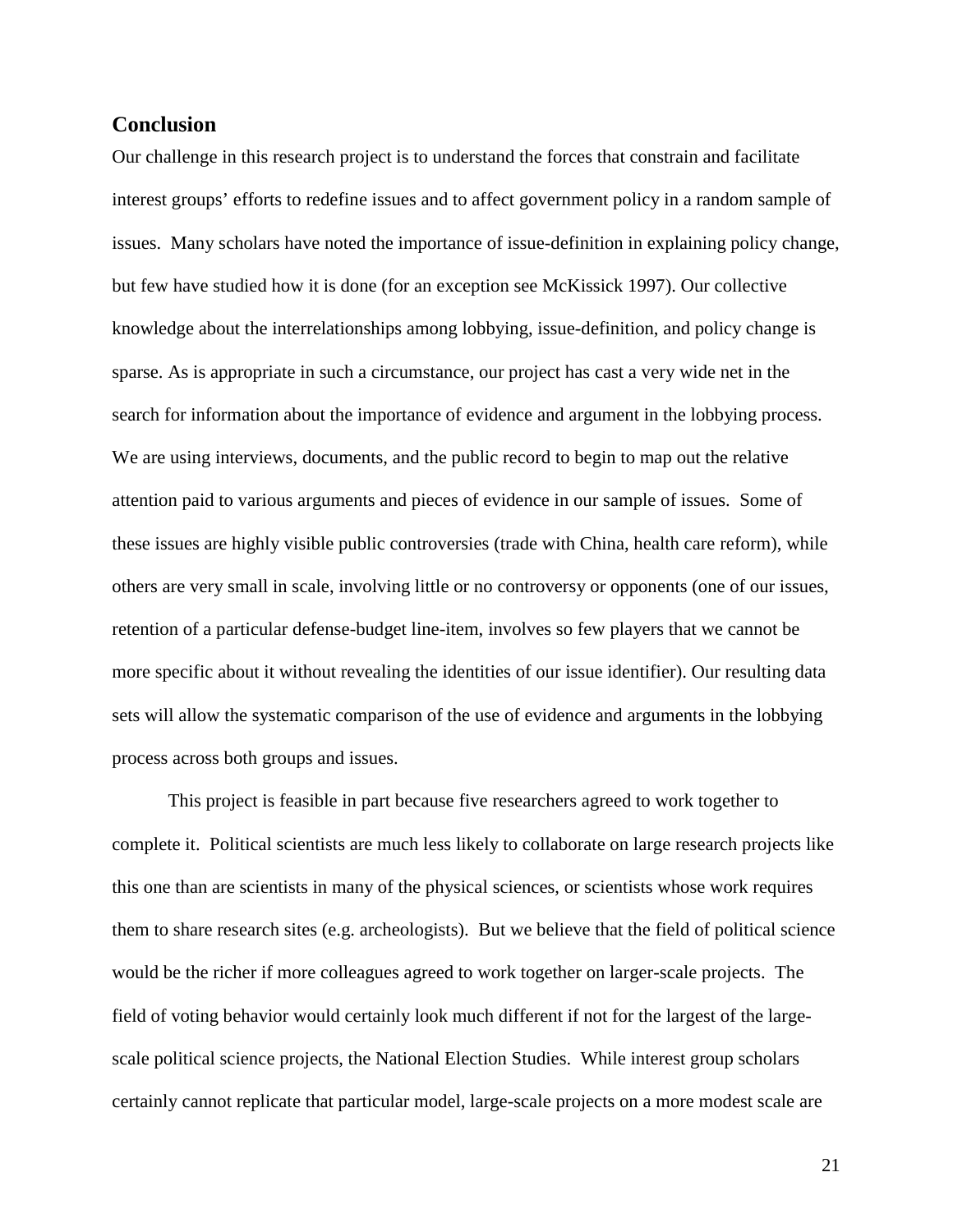## Conclusion

Our challenge in this research project is to understand the forces that constrain and facilitate interest groups' efforts to redefine issues and to affect government policy in a random sample of issues. Many scholars have noted the importance of issue-definition in explaining policy change, but few have studied how it is done (for an exception see McKissick 1997). Our collective knowledge about the interrelationships among lobbying, issue-definition, and policy change is sparse. As is appropriate in such a circumstance, our project has cast a very wide net in the search for information about the importance of evidence and argument in the lobbying process. We are using interviews, documents, and the public record to begin to map out the relative attention paid to various arguments and pieces of evidence in our sample of issues. Some of these issues are highly visible public controversies (trade with China, health care reform), while others are very small in scale, involving little or no controversy or opponents (one of our issues, retention of a particular defense-budget line-item, involves so few players that we cannot be more specific about it without revealing the identities of our issue identifier). Our resulting data sets will allow the systematic comparison of the use of evidence and arguments in the lobbying process across both groups and issues.

This project is feasible in part because five researchers agreed to work together to complete it. Political scientists are much less likely to collaborate on large research projects like this one than are scientists in many of the physical sciences, or scientists whose work requires them to share research sites (e.g. archeologists). But we believe that the field of political science would be the richer if more colleagues agreed to work together on larger-scale projects. The field of voting behavior would certainly look much different if not for the largest of the large-scale political science projects, the National Election Studies. While interest group scholars certainly cannot replicate that particular model, large-scale projects on a more modest scale are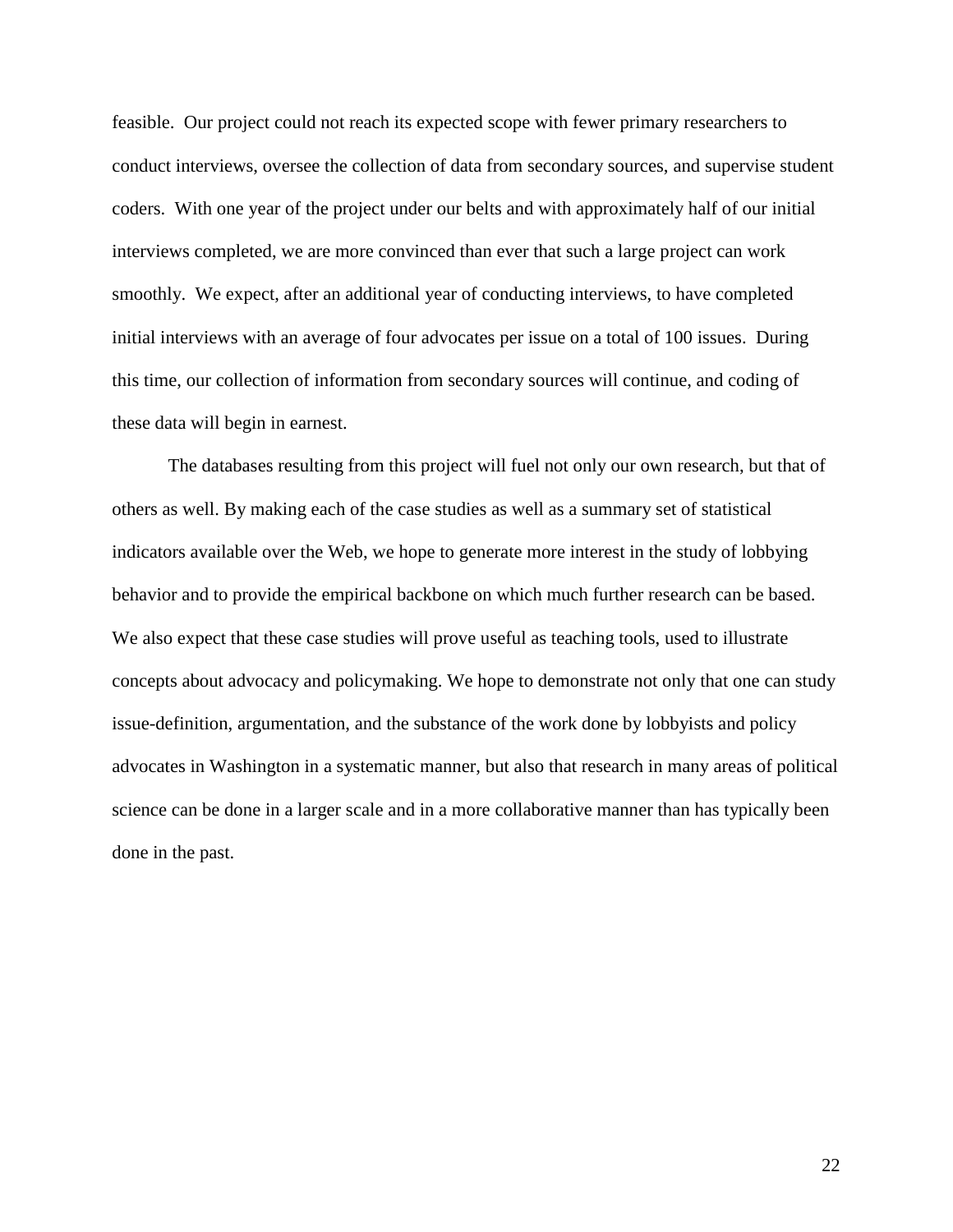feasible. Our project could not reach its expected scope with fewer primary researchers to conduct interviews, oversee the collection of data from secondary sources, and supervise student coders. With one year of the project under our belts and with approximately half of our initial interviews completed, we are more convinced than ever that such a large project can work smoothly. We expect, after an additional year of conducting interviews, to have completed initial interviews with an average of four advocates per issue on a total of 100 issues. During this time, our collection of information from secondary sources will continue, and coding of these data will begin in earnest.

The databases resulting from this project will fuel not only our own research, but that of others as well. By making each of the case studies as well as a summary set of statistical indicators available over the Web, we hope to generate more interest in the study of lobbying behavior and to provide the empirical backbone on which much further research can be based. We also expect that these case studies will prove useful as teaching tools, used to illustrate concepts about advocacy and policymaking. We hope to demonstrate not only that one can study issue-definition, argumentation, and the substance of the work done by lobbyists and policy advocates in Washington in a systematic manner, but also that research in many areas of political science can be done in a larger scale and in a more collaborative manner than has typically been done in the past.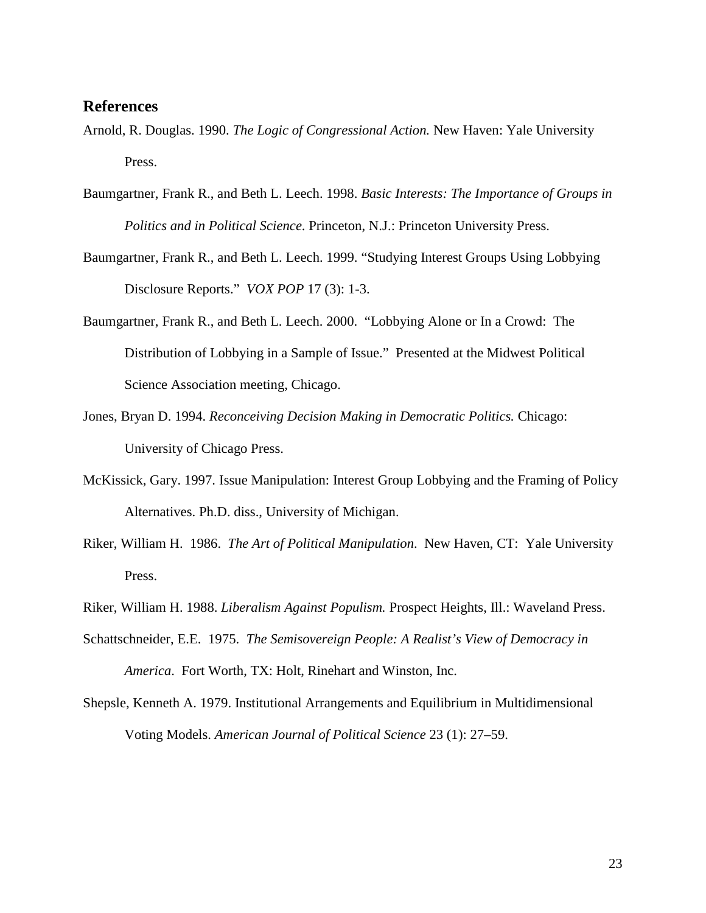## References

Arnold, R. Douglas. 1990. *The Logic of Congressional Action.* New Haven: Yale University Press.

Baumgartner, Frank R., and Beth L. Leech. 1998. *Basic Interests: The Importance of Groups in Politics and in Political Science.* Princeton, N.J.: Princeton University Press.

Baumgartner, Frank R., and Beth L. Leech. 1999. "Studying Interest Groups Using Lobbying Disclosure Reports." *VOX POP* 17 (3): 1-3.

Baumgartner, Frank R., and Beth L. Leech. 2000. "Lobbying Alone or In a Crowd: The Distribution of Lobbying in a Sample of Issue." Presented at the Midwest Political Science Association meeting, Chicago.

Jones, Bryan D. 1994. *Reconceiving Decision Making in Democratic Politics.* Chicago: University of Chicago Press.

McKissick, Gary. 1997. Issue Manipulation: Interest Group Lobbying and the Framing of Policy Alternatives. Ph.D. diss., University of Michigan.

Riker, William H. 1986. *The Art of Political Manipulation*. New Haven, CT: Yale University Press.

Riker, William H. 1988. *Liberalism Against Populism.* Prospect Heights, Ill.: Waveland Press.

Schattschneider, E.E. 1975. *The Semisovereign People: A Realist's View of Democracy in America*. Fort Worth, TX: Holt, Rinehart and Winston, Inc.

Shepsle, Kenneth A. 1979. Institutional Arrangements and Equilibrium in Multidimensional Voting Models. *American Journal of Political Science* 23 (1): 27–59.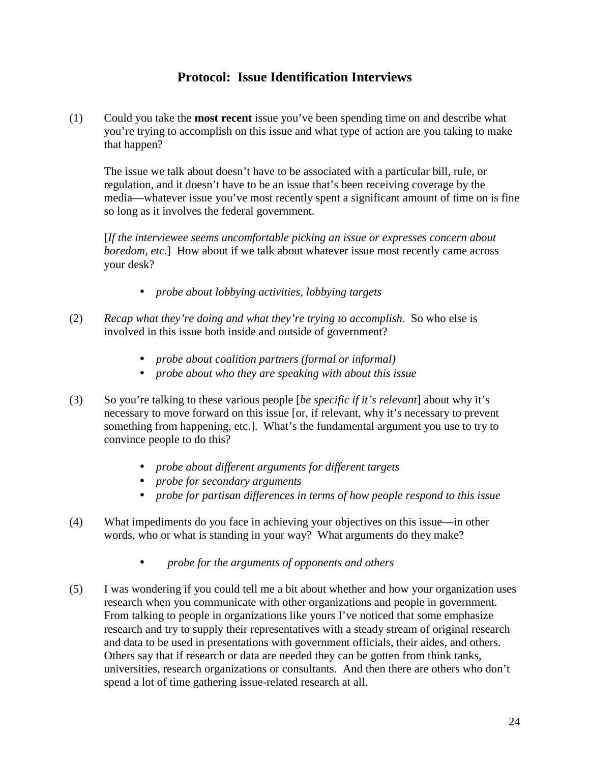## Protocol: Issue Identification Interviews

(1) Could you take the **most recent** issue you've been spending time on and describe what you're trying to accomplish on this issue and what type of action are you taking to make that happen?

The issue we talk about doesn't have to be associated with a particular bill, rule, or regulation, and it doesn't have to be an issue that's been receiving coverage by the media—whatever issue you've most recently spent a significant amount of time on is fine so long as it involves the federal government.

[*If the interviewee seems uncomfortable picking an issue or expresses concern about boredom, etc*.] How about if we talk about whatever issue most recently came across your desk?

- *probe about lobbying activities, lobbying targets*

(2) *Recap what they're doing and what they're trying to accomplish*. So who else is involved in this issue both inside and outside of government?

- *probe about coalition partners (formal or informal)*
- *probe about who they are speaking with about this issue*

(3) So you're talking to these various people [*be specific if it's relevant*] about why it's necessary to move forward on this issue [or, if relevant, why it's necessary to prevent something from happening, etc.]. What's the fundamental argument you use to try to convince people to do this?

- *probe about different arguments for different targets*
- *probe for secondary arguments*
- *probe for partisan differences in terms of how people respond to this issue*

(4) What impediments do you face in achieving your objectives on this issue—in other words, who or what is standing in your way? What arguments do they make?

- *probe for the arguments of opponents and others*

(5) I was wondering if you could tell me a bit about whether and how your organization uses research when you communicate with other organizations and people in government. From talking to people in organizations like yours I've noticed that some emphasize research and try to supply their representatives with a steady stream of original research and data to be used in presentations with government officials, their aides, and others. Others say that if research or data are needed they can be gotten from think tanks, universities, research organizations or consultants. And then there are others who don't spend a lot of time gathering issue-related research at all.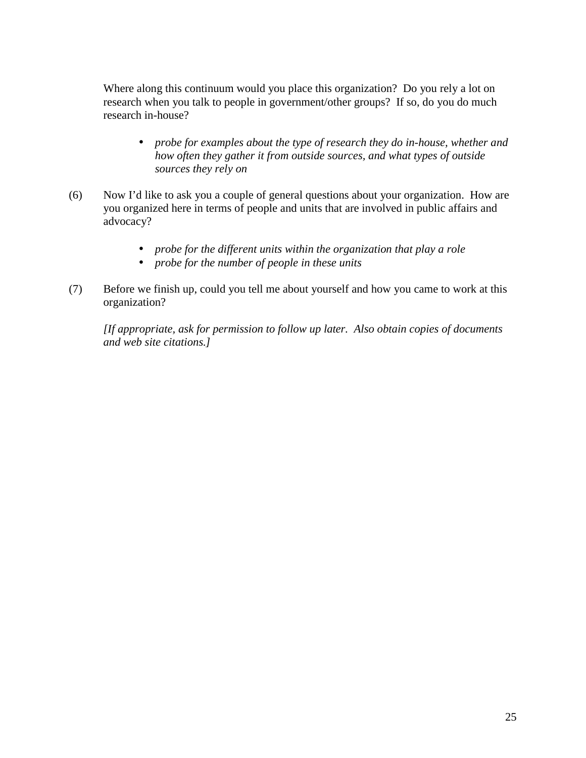Where along this continuum would you place this organization? Do you rely a lot on research when you talk to people in government/other groups? If so, do you do much research in-house?

- *probe for examples about the type of research they do in-house, whether and how often they gather it from outside sources, and what types of outside sources they rely on*

(6) Now I'd like to ask you a couple of general questions about your organization. How are you organized here in terms of people and units that are involved in public affairs and advocacy?

- *probe for the different units within the organization that play a role*
- *probe for the number of people in these units*

(7) Before we finish up, could you tell me about yourself and how you came to work at this organization?

*[If appropriate, ask for permission to follow up later. Also obtain copies of documents and web site citations.]*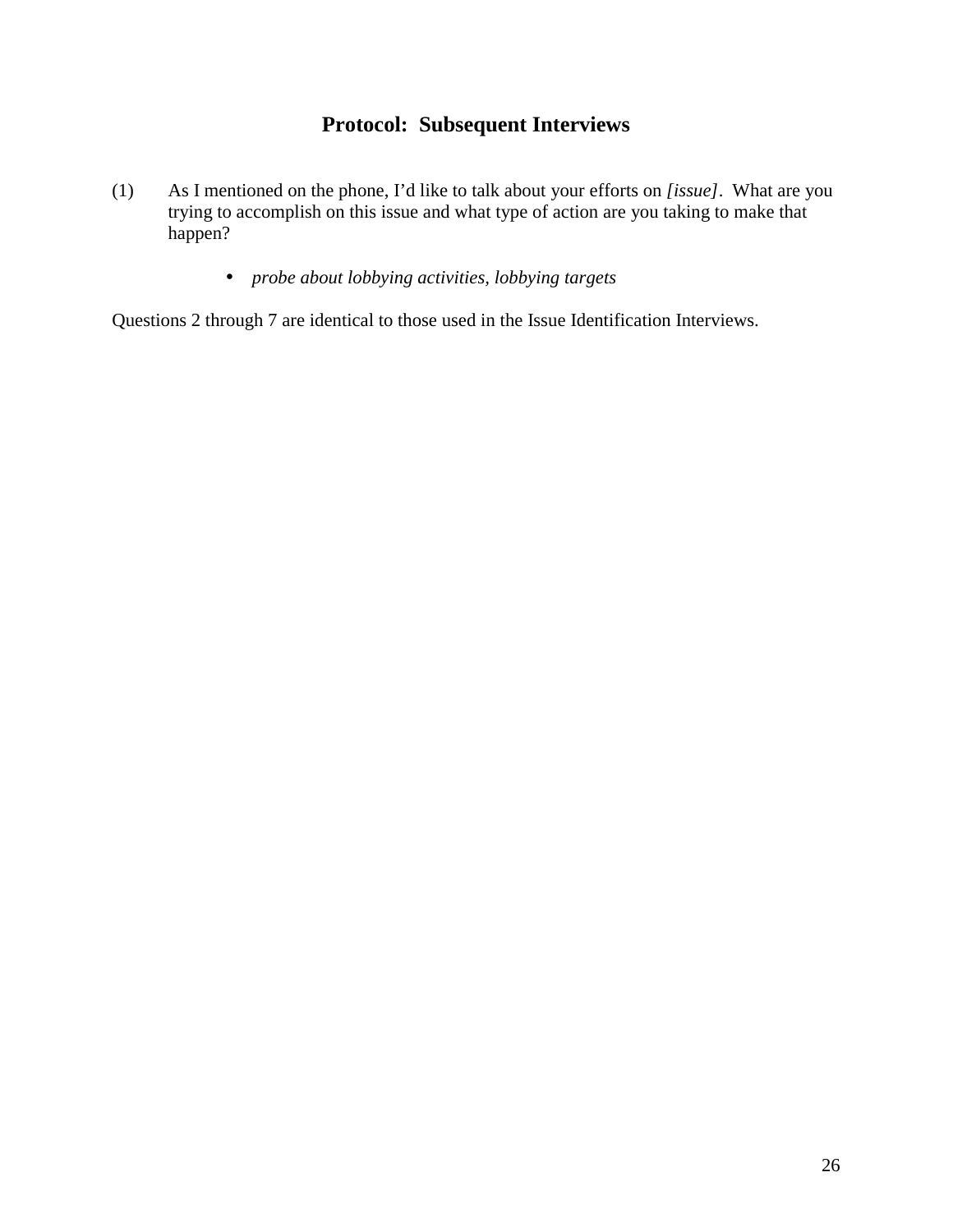## Protocol: Subsequent Interviews

(1) As I mentioned on the phone, I'd like to talk about your efforts on *[issue]*. What are you trying to accomplish on this issue and what type of action are you taking to make that happen?

- *probe about lobbying activities, lobbying targets*

Questions 2 through 7 are identical to those used in the Issue Identification Interviews.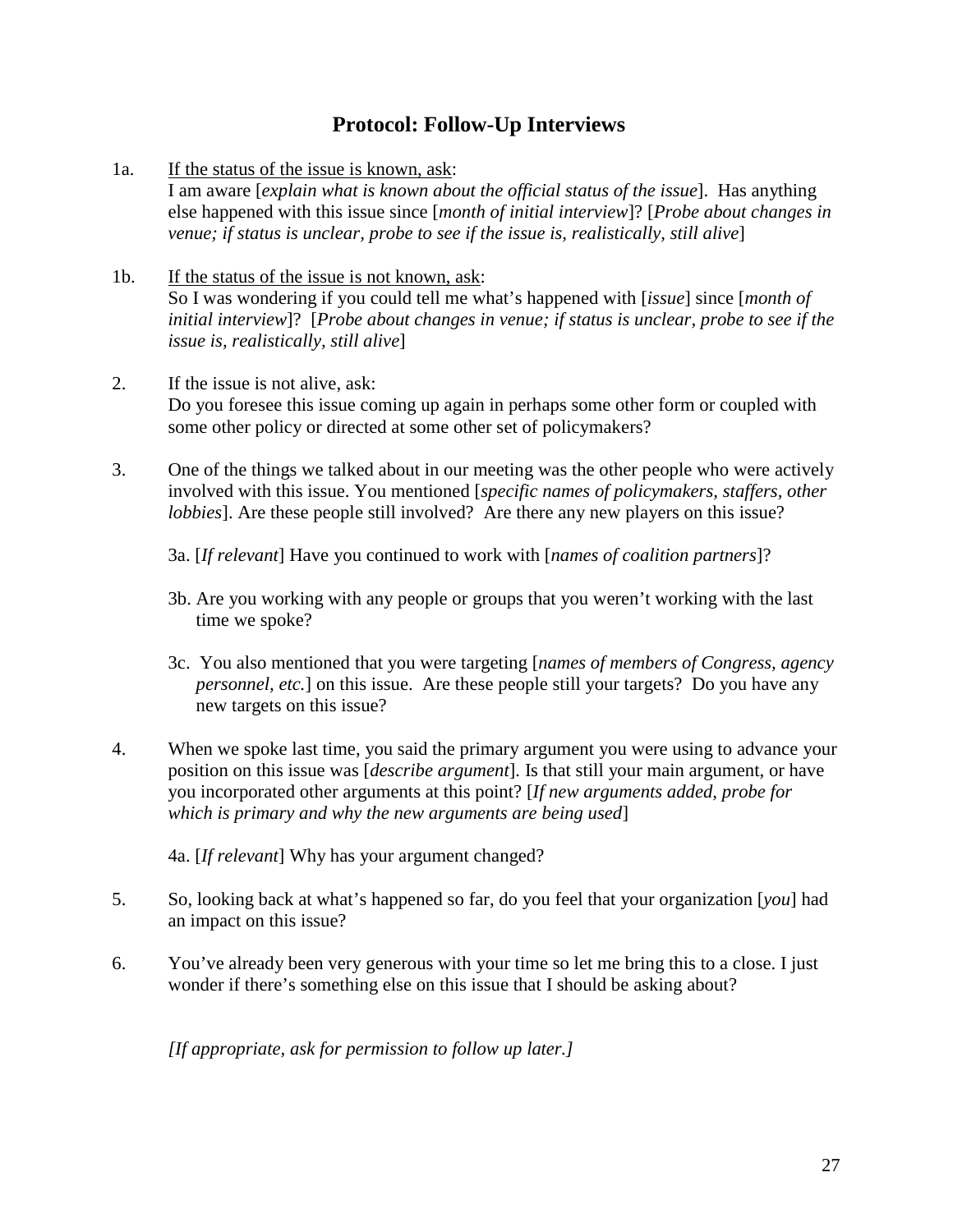## Protocol: Follow-Up Interviews

1a. <u>If the status of the issue is known, ask</u>:
I am aware [*explain what is known about the official status of the issue*]. Has anything else happened with this issue since [*month of initial interview*]? [*Probe about changes in venue; if status is unclear, probe to see if the issue is, realistically, still alive*]

1b. <u>If the status of the issue is not known, ask</u>:
So I was wondering if you could tell me what's happened with [*issue*] since [*month of initial interview*]? [*Probe about changes in venue; if status is unclear, probe to see if the issue is, realistically, still alive*]

2. If the issue is not alive, ask:
Do you foresee this issue coming up again in perhaps some other form or coupled with some other policy or directed at some other set of policymakers?

3. One of the things we talked about in our meeting was the other people who were actively involved with this issue. You mentioned [*specific names of policymakers, staffers, other lobbies*]. Are these people still involved? Are there any new players on this issue?

   3a. [*If relevant*] Have you continued to work with [*names of coalition partners*]?

   3b. Are you working with any people or groups that you weren't working with the last time we spoke?

   3c. You also mentioned that you were targeting [*names of members of Congress, agency personnel, etc.*] on this issue. Are these people still your targets? Do you have any new targets on this issue?

4. When we spoke last time, you said the primary argument you were using to advance your position on this issue was [*describe argument*]. Is that still your main argument, or have you incorporated other arguments at this point? [*If new arguments added, probe for which is primary and why the new arguments are being used*]

   4a. [*If relevant*] Why has your argument changed?

5. So, looking back at what's happened so far, do you feel that your organization [*you*] had an impact on this issue?

6. You've already been very generous with your time so let me bring this to a close. I just wonder if there's something else on this issue that I should be asking about?

*[If appropriate, ask for permission to follow up later.]*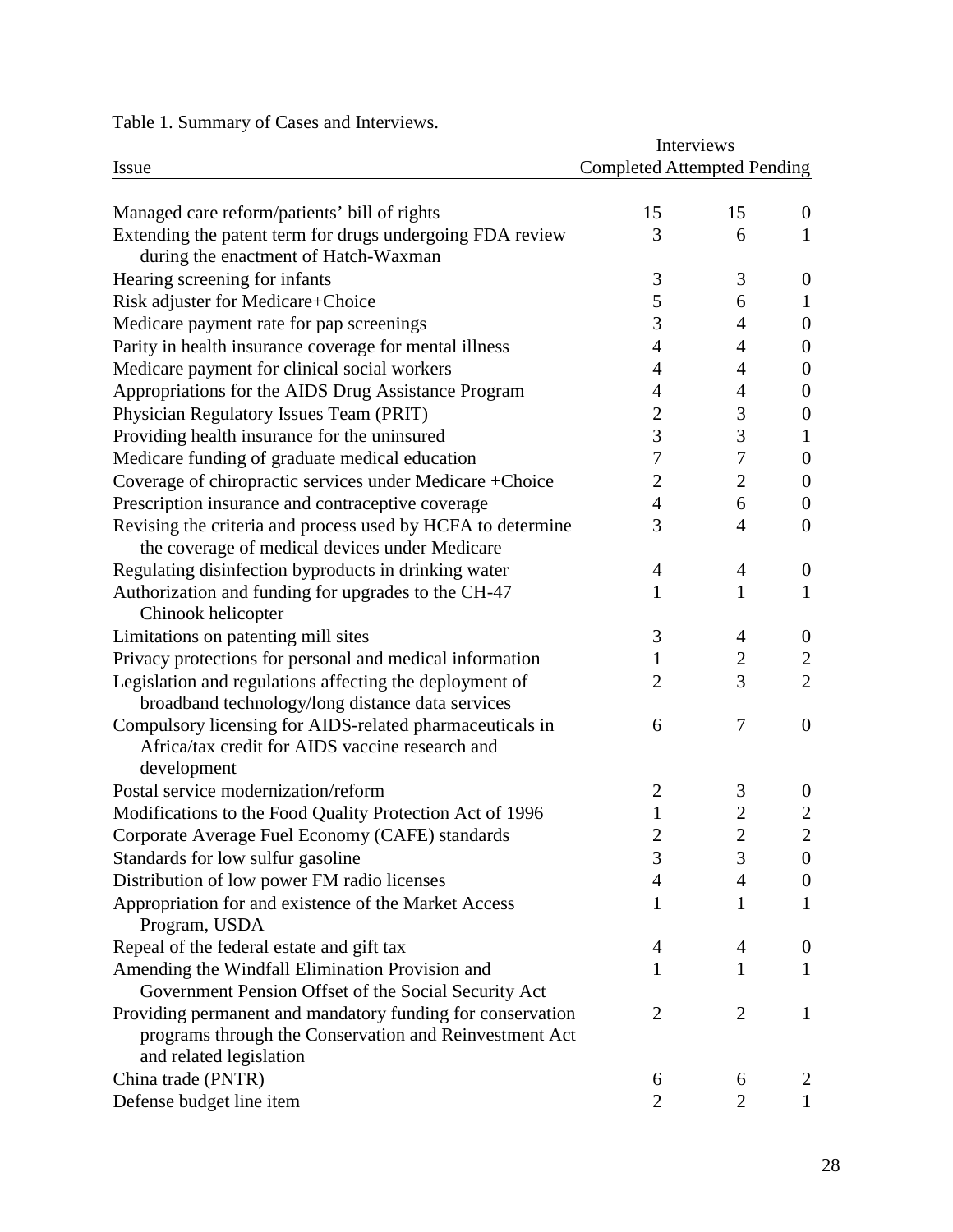Table 1. Summary of Cases and Interviews.

| Issue | Interviews | | |
|---|---|---|---|
| | Completed | Attempted | Pending |
| Managed care reform/patients' bill of rights | 15 | 15 | 0 |
| Extending the patent term for drugs undergoing FDA review during the enactment of Hatch-Waxman | 3 | 6 | 1 |
| Hearing screening for infants | 3 | 3 | 0 |
| Risk adjuster for Medicare+Choice | 5 | 6 | 1 |
| Medicare payment rate for pap screenings | 3 | 4 | 0 |
| Parity in health insurance coverage for mental illness | 4 | 4 | 0 |
| Medicare payment for clinical social workers | 4 | 4 | 0 |
| Appropriations for the AIDS Drug Assistance Program | 4 | 4 | 0 |
| Physician Regulatory Issues Team (PRIT) | 2 | 3 | 0 |
| Providing health insurance for the uninsured | 3 | 3 | 1 |
| Medicare funding of graduate medical education | 7 | 7 | 0 |
| Coverage of chiropractic services under Medicare +Choice | 2 | 2 | 0 |
| Prescription insurance and contraceptive coverage | 4 | 6 | 0 |
| Revising the criteria and process used by HCFA to determine the coverage of medical devices under Medicare | 3 | 4 | 0 |
| Regulating disinfection byproducts in drinking water | 4 | 4 | 0 |
| Authorization and funding for upgrades to the CH-47 Chinook helicopter | 1 | 1 | 1 |
| Limitations on patenting mill sites | 3 | 4 | 0 |
| Privacy protections for personal and medical information | 1 | 2 | 2 |
| Legislation and regulations affecting the deployment of broadband technology/long distance data services | 2 | 3 | 2 |
| Compulsory licensing for AIDS-related pharmaceuticals in Africa/tax credit for AIDS vaccine research and development | 6 | 7 | 0 |
| Postal service modernization/reform | 2 | 3 | 0 |
| Modifications to the Food Quality Protection Act of 1996 | 1 | 2 | 2 |
| Corporate Average Fuel Economy (CAFE) standards | 2 | 2 | 2 |
| Standards for low sulfur gasoline | 3 | 3 | 0 |
| Distribution of low power FM radio licenses | 4 | 4 | 0 |
| Appropriation for and existence of the Market Access Program, USDA | 1 | 1 | 1 |
| Repeal of the federal estate and gift tax | 4 | 4 | 0 |
| Amending the Windfall Elimination Provision and Government Pension Offset of the Social Security Act | 1 | 1 | 1 |
| Providing permanent and mandatory funding for conservation programs through the Conservation and Reinvestment Act and related legislation | 2 | 2 | 1 |
| China trade (PNTR) | 6 | 6 | 2 |
| Defense budget line item | 2 | 2 | 1 |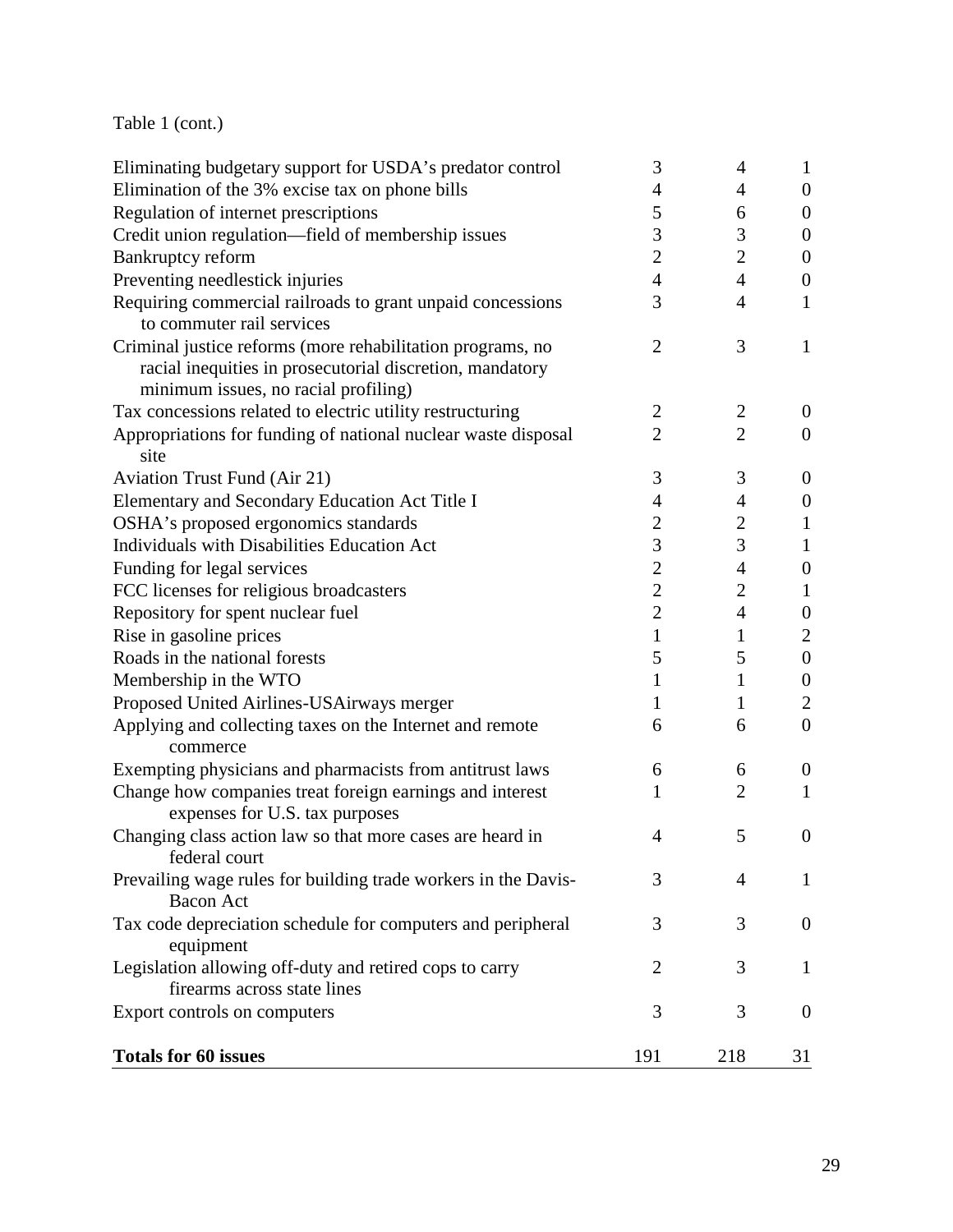Table 1 (cont.)

| | | | |
|---|---|---|---|
| Eliminating budgetary support for USDA's predator control | 3 | 4 | 1 |
| Elimination of the 3% excise tax on phone bills | 4 | 4 | 0 |
| Regulation of internet prescriptions | 5 | 6 | 0 |
| Credit union regulation—field of membership issues | 3 | 3 | 0 |
| Bankruptcy reform | 2 | 2 | 0 |
| Preventing needlestick injuries | 4 | 4 | 0 |
| Requiring commercial railroads to grant unpaid concessions to commuter rail services | 3 | 4 | 1 |
| Criminal justice reforms (more rehabilitation programs, no racial inequities in prosecutorial discretion, mandatory minimum issues, no racial profiling) | 2 | 3 | 1 |
| Tax concessions related to electric utility restructuring | 2 | 2 | 0 |
| Appropriations for funding of national nuclear waste disposal site | 2 | 2 | 0 |
| Aviation Trust Fund (Air 21) | 3 | 3 | 0 |
| Elementary and Secondary Education Act Title I | 4 | 4 | 0 |
| OSHA's proposed ergonomics standards | 2 | 2 | 1 |
| Individuals with Disabilities Education Act | 3 | 3 | 1 |
| Funding for legal services | 2 | 4 | 0 |
| FCC licenses for religious broadcasters | 2 | 2 | 1 |
| Repository for spent nuclear fuel | 2 | 4 | 0 |
| Rise in gasoline prices | 1 | 1 | 2 |
| Roads in the national forests | 5 | 5 | 0 |
| Membership in the WTO | 1 | 1 | 0 |
| Proposed United Airlines-USAirways merger | 1 | 1 | 2 |
| Applying and collecting taxes on the Internet and remote commerce | 6 | 6 | 0 |
| Exempting physicians and pharmacists from antitrust laws | 6 | 6 | 0 |
| Change how companies treat foreign earnings and interest expenses for U.S. tax purposes | 1 | 2 | 1 |
| Changing class action law so that more cases are heard in federal court | 4 | 5 | 0 |
| Prevailing wage rules for building trade workers in the Davis-Bacon Act | 3 | 4 | 1 |
| Tax code depreciation schedule for computers and peripheral equipment | 3 | 3 | 0 |
| Legislation allowing off-duty and retired cops to carry firearms across state lines | 2 | 3 | 1 |
| Export controls on computers | 3 | 3 | 0 |
| **Totals for 60 issues** | 191 | 218 | 31 |